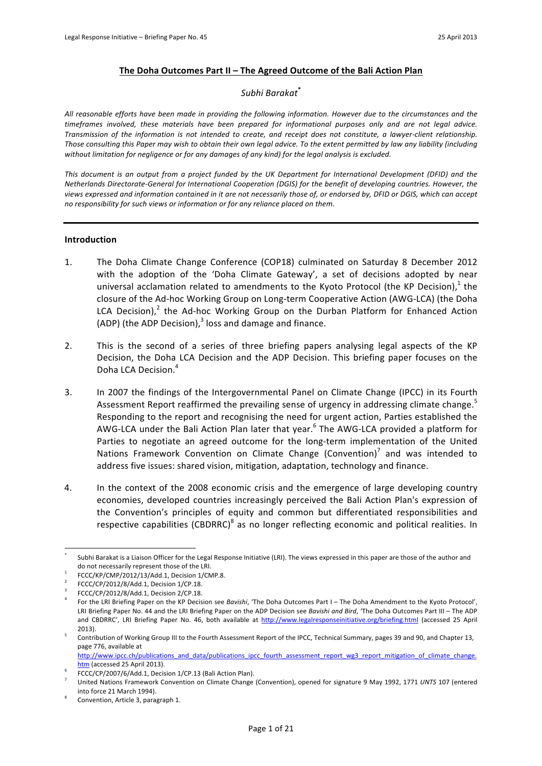## The Doha Outcomes Part II – The Agreed Outcome of the Bali Action Plan

*Subhi Barakat*[*]

*All reasonable efforts have been made in providing the following information. However due to the circumstances and the timeframes involved, these materials have been prepared for informational purposes only and are not legal advice. Transmission of the information is not intended to create, and receipt does not constitute, a lawyer-client relationship. Those consulting this Paper may wish to obtain their own legal advice. To the extent permitted by law any liability (including without limitation for negligence or for any damages of any kind) for the legal analysis is excluded.*

*This document is an output from a project funded by the UK Department for International Development (DFID) and the Netherlands Directorate-General for International Cooperation (DGIS) for the benefit of developing countries. However, the views expressed and information contained in it are not necessarily those of, or endorsed by, DFID or DGIS, which can accept no responsibility for such views or information or for any reliance placed on them.*

---

### Introduction

1. The Doha Climate Change Conference (COP18) culminated on Saturday 8 December 2012 with the adoption of the 'Doha Climate Gateway', a set of decisions adopted by near universal acclamation related to amendments to the Kyoto Protocol (the KP Decision),[1] the closure of the Ad-hoc Working Group on Long-term Cooperative Action (AWG-LCA) (the Doha LCA Decision),[2] the Ad-hoc Working Group on the Durban Platform for Enhanced Action (ADP) (the ADP Decision),[3] loss and damage and finance.

2. This is the second of a series of three briefing papers analysing legal aspects of the KP Decision, the Doha LCA Decision and the ADP Decision. This briefing paper focuses on the Doha LCA Decision.[4]

3. In 2007 the findings of the Intergovernmental Panel on Climate Change (IPCC) in its Fourth Assessment Report reaffirmed the prevailing sense of urgency in addressing climate change.[5] Responding to the report and recognising the need for urgent action, Parties established the AWG-LCA under the Bali Action Plan later that year.[6] The AWG-LCA provided a platform for Parties to negotiate an agreed outcome for the long-term implementation of the United Nations Framework Convention on Climate Change (Convention)[7] and was intended to address five issues: shared vision, mitigation, adaptation, technology and finance.

4. In the context of the 2008 economic crisis and the emergence of large developing country economies, developed countries increasingly perceived the Bali Action Plan's expression of the Convention's principles of equity and common but differentiated responsibilities and respective capabilities (CBDRRC)[8] as no longer reflecting economic and political realities. In

---

[*] Subhi Barakat is a Liaison Officer for the Legal Response Initiative (LRI). The views expressed in this paper are those of the author and do not necessarily represent those of the LRI.

[1] FCCC/KP/CMP/2012/13/Add.1, Decision 1/CMP.8.

[2] FCCC/CP/2012/8/Add.1, Decision 1/CP.18.

[3] FCCC/CP/2012/8/Add.1, Decision 2/CP.18.

[4] For the LRI Briefing Paper on the KP Decision see *Bavishi*, 'The Doha Outcomes Part I – The Doha Amendment to the Kyoto Protocol', LRI Briefing Paper No. 44 and the LRI Briefing Paper on the ADP Decision see *Bavishi and Bird*, 'The Doha Outcomes Part III – The ADP and CBDRRC', LRI Briefing Paper No. 46, both available at http://www.legalresponseinitiative.org/briefing.html (accessed 25 April 2013).

[5] Contribution of Working Group III to the Fourth Assessment Report of the IPCC, Technical Summary, pages 39 and 90, and Chapter 13, page 776, available at http://www.ipcc.ch/publications_and_data/publications_ipcc_fourth_assessment_report_wg3_report_mitigation_of_climate_change.htm (accessed 25 April 2013).

[6] FCCC/CP/2007/6/Add.1, Decision 1/CP.13 (Bali Action Plan).

[7] United Nations Framework Convention on Climate Change (Convention), opened for signature 9 May 1992, 1771 *UNTS* 107 (entered into force 21 March 1994).

[8] Convention, Article 3, paragraph 1.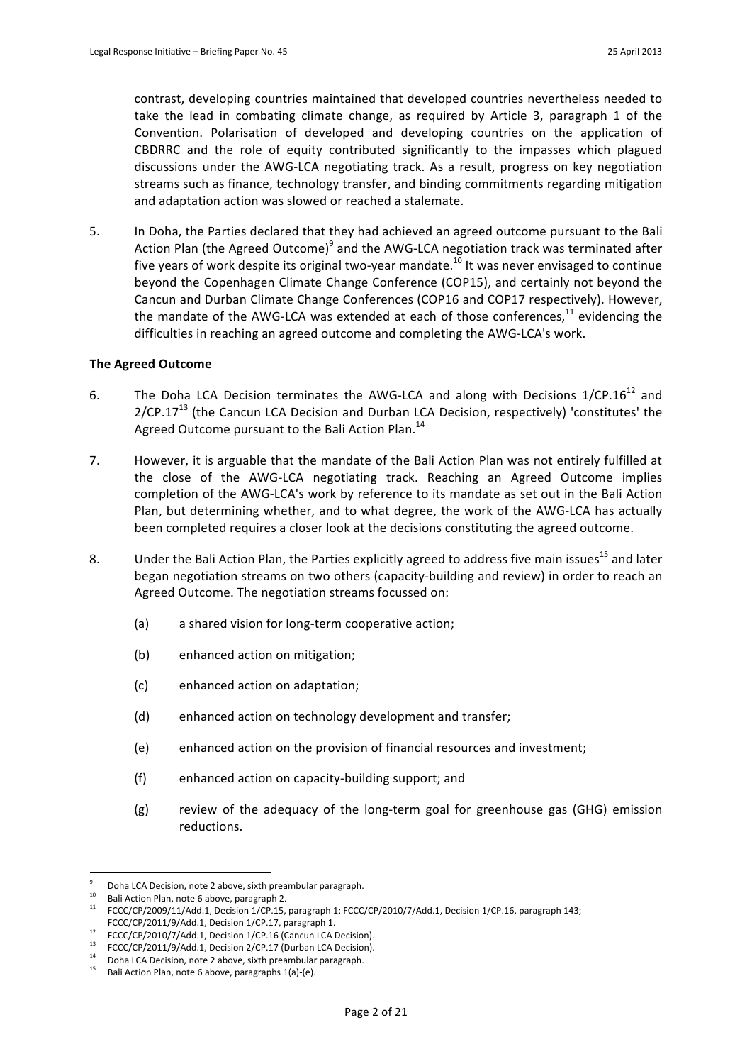contrast, developing countries maintained that developed countries nevertheless needed to take the lead in combating climate change, as required by Article 3, paragraph 1 of the Convention. Polarisation of developed and developing countries on the application of CBDRRC and the role of equity contributed significantly to the impasses which plagued discussions under the AWG-LCA negotiating track. As a result, progress on key negotiation streams such as finance, technology transfer, and binding commitments regarding mitigation and adaptation action was slowed or reached a stalemate.

5. In Doha, the Parties declared that they had achieved an agreed outcome pursuant to the Bali Action Plan (the Agreed Outcome)[9] and the AWG-LCA negotiation track was terminated after five years of work despite its original two-year mandate.[10] It was never envisaged to continue beyond the Copenhagen Climate Change Conference (COP15), and certainly not beyond the Cancun and Durban Climate Change Conferences (COP16 and COP17 respectively). However, the mandate of the AWG-LCA was extended at each of those conferences,[11] evidencing the difficulties in reaching an agreed outcome and completing the AWG-LCA's work.

**The Agreed Outcome**

6. The Doha LCA Decision terminates the AWG-LCA and along with Decisions 1/CP.16[12] and 2/CP.17[13] (the Cancun LCA Decision and Durban LCA Decision, respectively) 'constitutes' the Agreed Outcome pursuant to the Bali Action Plan.[14]

7. However, it is arguable that the mandate of the Bali Action Plan was not entirely fulfilled at the close of the AWG-LCA negotiating track. Reaching an Agreed Outcome implies completion of the AWG-LCA's work by reference to its mandate as set out in the Bali Action Plan, but determining whether, and to what degree, the work of the AWG-LCA has actually been completed requires a closer look at the decisions constituting the agreed outcome.

8. Under the Bali Action Plan, the Parties explicitly agreed to address five main issues[15] and later began negotiation streams on two others (capacity-building and review) in order to reach an Agreed Outcome. The negotiation streams focussed on:

   (a) a shared vision for long-term cooperative action;

   (b) enhanced action on mitigation;

   (c) enhanced action on adaptation;

   (d) enhanced action on technology development and transfer;

   (e) enhanced action on the provision of financial resources and investment;

   (f) enhanced action on capacity-building support; and

   (g) review of the adequacy of the long-term goal for greenhouse gas (GHG) emission reductions.

---

[9] Doha LCA Decision, note 2 above, sixth preambular paragraph.

[10] Bali Action Plan, note 6 above, paragraph 2.

[11] FCCC/CP/2009/11/Add.1, Decision 1/CP.15, paragraph 1; FCCC/CP/2010/7/Add.1, Decision 1/CP.16, paragraph 143; FCCC/CP/2011/9/Add.1, Decision 1/CP.17, paragraph 1.

[12] FCCC/CP/2010/7/Add.1, Decision 1/CP.16 (Cancun LCA Decision).

[13] FCCC/CP/2011/9/Add.1, Decision 2/CP.17 (Durban LCA Decision).

[14] Doha LCA Decision, note 2 above, sixth preambular paragraph.

[15] Bali Action Plan, note 6 above, paragraphs 1(a)-(e).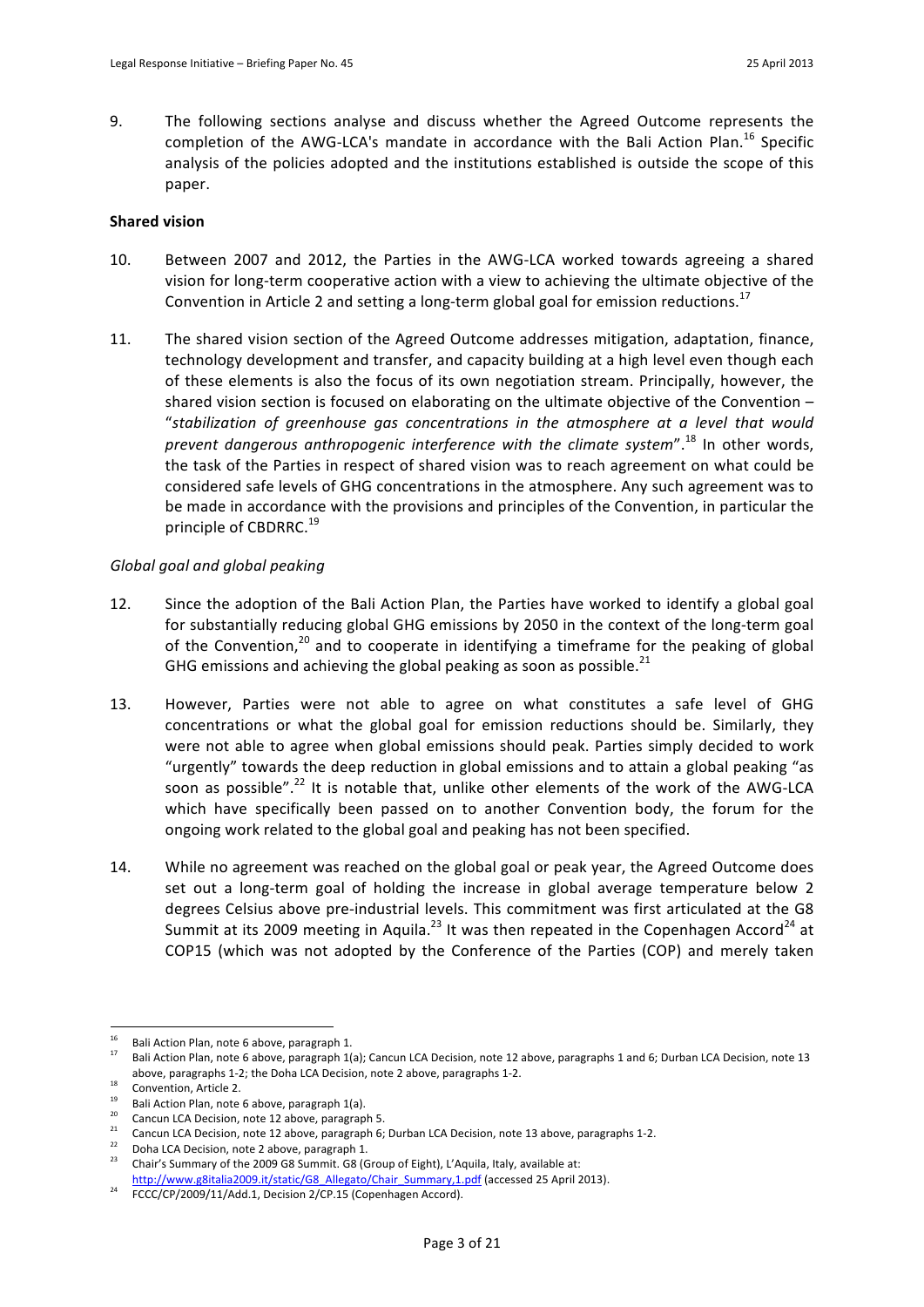9. The following sections analyse and discuss whether the Agreed Outcome represents the completion of the AWG-LCA's mandate in accordance with the Bali Action Plan.[16] Specific analysis of the policies adopted and the institutions established is outside the scope of this paper.

**Shared vision**

10. Between 2007 and 2012, the Parties in the AWG-LCA worked towards agreeing a shared vision for long-term cooperative action with a view to achieving the ultimate objective of the Convention in Article 2 and setting a long-term global goal for emission reductions.[17]

11. The shared vision section of the Agreed Outcome addresses mitigation, adaptation, finance, technology development and transfer, and capacity building at a high level even though each of these elements is also the focus of its own negotiation stream. Principally, however, the shared vision section is focused on elaborating on the ultimate objective of the Convention – "*stabilization of greenhouse gas concentrations in the atmosphere at a level that would prevent dangerous anthropogenic interference with the climate system*".[18] In other words, the task of the Parties in respect of shared vision was to reach agreement on what could be considered safe levels of GHG concentrations in the atmosphere. Any such agreement was to be made in accordance with the provisions and principles of the Convention, in particular the principle of CBDRRC.[19]

*Global goal and global peaking*

12. Since the adoption of the Bali Action Plan, the Parties have worked to identify a global goal for substantially reducing global GHG emissions by 2050 in the context of the long-term goal of the Convention,[20] and to cooperate in identifying a timeframe for the peaking of global GHG emissions and achieving the global peaking as soon as possible.[21]

13. However, Parties were not able to agree on what constitutes a safe level of GHG concentrations or what the global goal for emission reductions should be. Similarly, they were not able to agree when global emissions should peak. Parties simply decided to work "urgently" towards the deep reduction in global emissions and to attain a global peaking "as soon as possible".[22] It is notable that, unlike other elements of the work of the AWG-LCA which have specifically been passed on to another Convention body, the forum for the ongoing work related to the global goal and peaking has not been specified.

14. While no agreement was reached on the global goal or peak year, the Agreed Outcome does set out a long-term goal of holding the increase in global average temperature below 2 degrees Celsius above pre-industrial levels. This commitment was first articulated at the G8 Summit at its 2009 meeting in Aquila.[23] It was then repeated in the Copenhagen Accord[24] at COP15 (which was not adopted by the Conference of the Parties (COP) and merely taken

---

[16] Bali Action Plan, note 6 above, paragraph 1.

[17] Bali Action Plan, note 6 above, paragraph 1(a); Cancun LCA Decision, note 12 above, paragraphs 1 and 6; Durban LCA Decision, note 13 above, paragraphs 1-2; the Doha LCA Decision, note 2 above, paragraphs 1-2.

[18] Convention, Article 2.

[19] Bali Action Plan, note 6 above, paragraph 1(a).

[20] Cancun LCA Decision, note 12 above, paragraph 5.

[21] Cancun LCA Decision, note 12 above, paragraph 6; Durban LCA Decision, note 13 above, paragraphs 1-2.

[22] Doha LCA Decision, note 2 above, paragraph 1.

[23] Chair's Summary of the 2009 G8 Summit. G8 (Group of Eight), L'Aquila, Italy, available at: http://www.g8italia2009.it/static/G8_Allegato/Chair_Summary,1.pdf (accessed 25 April 2013).

[24] FCCC/CP/2009/11/Add.1, Decision 2/CP.15 (Copenhagen Accord).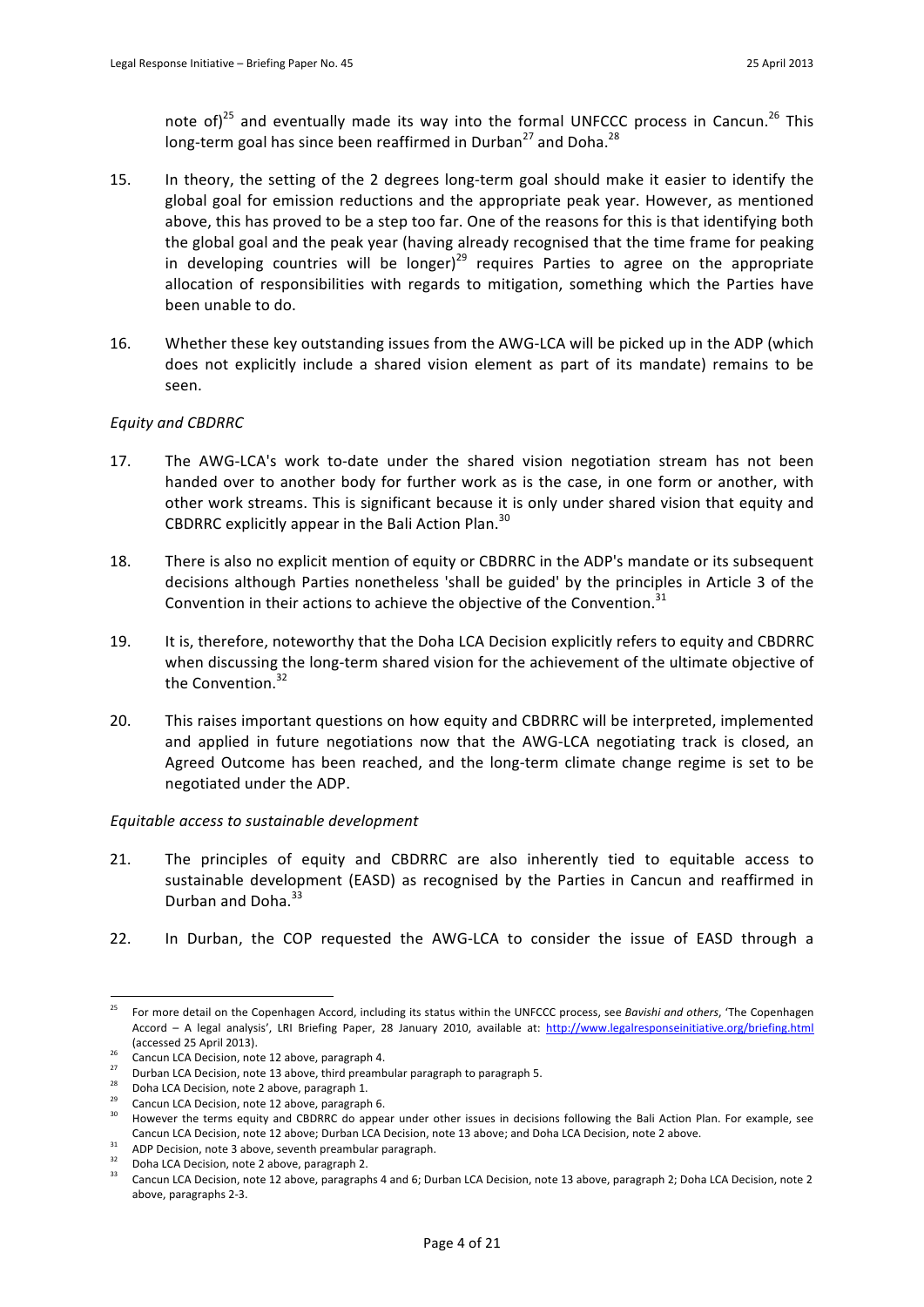note of)[25] and eventually made its way into the formal UNFCCC process in Cancun.[26] This long-term goal has since been reaffirmed in Durban[27] and Doha.[28]

15. In theory, the setting of the 2 degrees long-term goal should make it easier to identify the global goal for emission reductions and the appropriate peak year. However, as mentioned above, this has proved to be a step too far. One of the reasons for this is that identifying both the global goal and the peak year (having already recognised that the time frame for peaking in developing countries will be longer)[29] requires Parties to agree on the appropriate allocation of responsibilities with regards to mitigation, something which the Parties have been unable to do.

16. Whether these key outstanding issues from the AWG-LCA will be picked up in the ADP (which does not explicitly include a shared vision element as part of its mandate) remains to be seen.

*Equity and CBDRRC*

17. The AWG-LCA's work to-date under the shared vision negotiation stream has not been handed over to another body for further work as is the case, in one form or another, with other work streams. This is significant because it is only under shared vision that equity and CBDRRC explicitly appear in the Bali Action Plan.[30]

18. There is also no explicit mention of equity or CBDRRC in the ADP's mandate or its subsequent decisions although Parties nonetheless 'shall be guided' by the principles in Article 3 of the Convention in their actions to achieve the objective of the Convention.[31]

19. It is, therefore, noteworthy that the Doha LCA Decision explicitly refers to equity and CBDRRC when discussing the long-term shared vision for the achievement of the ultimate objective of the Convention.[32]

20. This raises important questions on how equity and CBDRRC will be interpreted, implemented and applied in future negotiations now that the AWG-LCA negotiating track is closed, an Agreed Outcome has been reached, and the long-term climate change regime is set to be negotiated under the ADP.

*Equitable access to sustainable development*

21. The principles of equity and CBDRRC are also inherently tied to equitable access to sustainable development (EASD) as recognised by the Parties in Cancun and reaffirmed in Durban and Doha.[33]

22. In Durban, the COP requested the AWG-LCA to consider the issue of EASD through a

---

[25] For more detail on the Copenhagen Accord, including its status within the UNFCCC process, see *Bavishi and others*, 'The Copenhagen Accord – A legal analysis', LRI Briefing Paper, 28 January 2010, available at: http://www.legalresponseinitiative.org/briefing.html (accessed 25 April 2013).

[26] Cancun LCA Decision, note 12 above, paragraph 4.

[27] Durban LCA Decision, note 13 above, third preambular paragraph to paragraph 5.

[28] Doha LCA Decision, note 2 above, paragraph 1.

[29] Cancun LCA Decision, note 12 above, paragraph 6.

[30] However the terms equity and CBDRRC do appear under other issues in decisions following the Bali Action Plan. For example, see Cancun LCA Decision, note 12 above; Durban LCA Decision, note 13 above; and Doha LCA Decision, note 2 above.

[31] ADP Decision, note 3 above, seventh preambular paragraph.

[32] Doha LCA Decision, note 2 above, paragraph 2.

[33] Cancun LCA Decision, note 12 above, paragraphs 4 and 6; Durban LCA Decision, note 13 above, paragraph 2; Doha LCA Decision, note 2 above, paragraphs 2-3.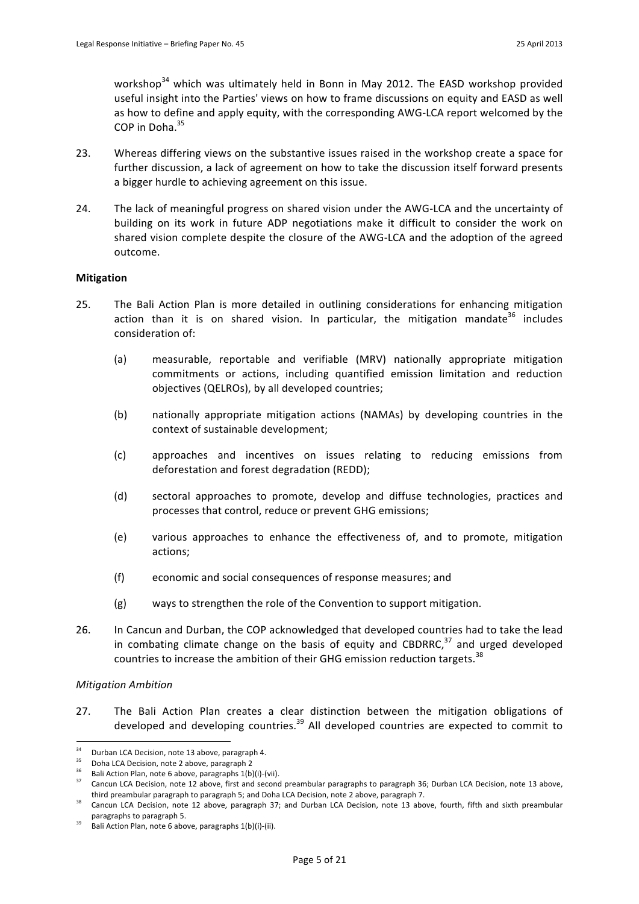workshop[34] which was ultimately held in Bonn in May 2012. The EASD workshop provided useful insight into the Parties' views on how to frame discussions on equity and EASD as well as how to define and apply equity, with the corresponding AWG-LCA report welcomed by the COP in Doha.[35]

23. Whereas differing views on the substantive issues raised in the workshop create a space for further discussion, a lack of agreement on how to take the discussion itself forward presents a bigger hurdle to achieving agreement on this issue.

24. The lack of meaningful progress on shared vision under the AWG-LCA and the uncertainty of building on its work in future ADP negotiations make it difficult to consider the work on shared vision complete despite the closure of the AWG-LCA and the adoption of the agreed outcome.

**Mitigation**

25. The Bali Action Plan is more detailed in outlining considerations for enhancing mitigation action than it is on shared vision. In particular, the mitigation mandate[36] includes consideration of:

    (a) measurable, reportable and verifiable (MRV) nationally appropriate mitigation commitments or actions, including quantified emission limitation and reduction objectives (QELROs), by all developed countries;

    (b) nationally appropriate mitigation actions (NAMAs) by developing countries in the context of sustainable development;

    (c) approaches and incentives on issues relating to reducing emissions from deforestation and forest degradation (REDD);

    (d) sectoral approaches to promote, develop and diffuse technologies, practices and processes that control, reduce or prevent GHG emissions;

    (e) various approaches to enhance the effectiveness of, and to promote, mitigation actions;

    (f) economic and social consequences of response measures; and

    (g) ways to strengthen the role of the Convention to support mitigation.

26. In Cancun and Durban, the COP acknowledged that developed countries had to take the lead in combating climate change on the basis of equity and CBDRRC,[37] and urged developed countries to increase the ambition of their GHG emission reduction targets.[38]

*Mitigation Ambition*

27. The Bali Action Plan creates a clear distinction between the mitigation obligations of developed and developing countries.[39] All developed countries are expected to commit to

---

[34] Durban LCA Decision, note 13 above, paragraph 4.

[35] Doha LCA Decision, note 2 above, paragraph 2

[36] Bali Action Plan, note 6 above, paragraphs 1(b)(i)-(vii).

[37] Cancun LCA Decision, note 12 above, first and second preambular paragraphs to paragraph 36; Durban LCA Decision, note 13 above, third preambular paragraph to paragraph 5; and Doha LCA Decision, note 2 above, paragraph 7.

[38] Cancun LCA Decision, note 12 above, paragraph 37; and Durban LCA Decision, note 13 above, fourth, fifth and sixth preambular paragraphs to paragraph 5.

[39] Bali Action Plan, note 6 above, paragraphs 1(b)(i)-(ii).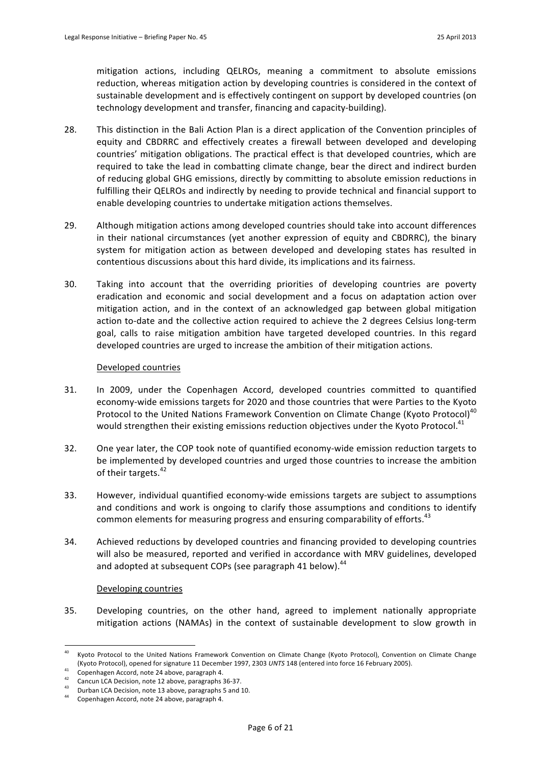mitigation actions, including QELROs, meaning a commitment to absolute emissions reduction, whereas mitigation action by developing countries is considered in the context of sustainable development and is effectively contingent on support by developed countries (on technology development and transfer, financing and capacity-building).

28. This distinction in the Bali Action Plan is a direct application of the Convention principles of equity and CBDRRC and effectively creates a firewall between developed and developing countries' mitigation obligations. The practical effect is that developed countries, which are required to take the lead in combatting climate change, bear the direct and indirect burden of reducing global GHG emissions, directly by committing to absolute emission reductions in fulfilling their QELROs and indirectly by needing to provide technical and financial support to enable developing countries to undertake mitigation actions themselves.

29. Although mitigation actions among developed countries should take into account differences in their national circumstances (yet another expression of equity and CBDRRC), the binary system for mitigation action as between developed and developing states has resulted in contentious discussions about this hard divide, its implications and its fairness.

30. Taking into account that the overriding priorities of developing countries are poverty eradication and economic and social development and a focus on adaptation action over mitigation action, and in the context of an acknowledged gap between global mitigation action to-date and the collective action required to achieve the 2 degrees Celsius long-term goal, calls to raise mitigation ambition have targeted developed countries. In this regard developed countries are urged to increase the ambition of their mitigation actions.

<u>Developed countries</u>

31. In 2009, under the Copenhagen Accord, developed countries committed to quantified economy-wide emissions targets for 2020 and those countries that were Parties to the Kyoto Protocol to the United Nations Framework Convention on Climate Change (Kyoto Protocol)[40] would strengthen their existing emissions reduction objectives under the Kyoto Protocol.[41]

32. One year later, the COP took note of quantified economy-wide emission reduction targets to be implemented by developed countries and urged those countries to increase the ambition of their targets.[42]

33. However, individual quantified economy-wide emissions targets are subject to assumptions and conditions and work is ongoing to clarify those assumptions and conditions to identify common elements for measuring progress and ensuring comparability of efforts.[43]

34. Achieved reductions by developed countries and financing provided to developing countries will also be measured, reported and verified in accordance with MRV guidelines, developed and adopted at subsequent COPs (see paragraph 41 below).[44]

<u>Developing countries</u>

35. Developing countries, on the other hand, agreed to implement nationally appropriate mitigation actions (NAMAs) in the context of sustainable development to slow growth in

---

[40] Kyoto Protocol to the United Nations Framework Convention on Climate Change (Kyoto Protocol), Convention on Climate Change (Kyoto Protocol), opened for signature 11 December 1997, 2303 *UNTS* 148 (entered into force 16 February 2005).

[41] Copenhagen Accord, note 24 above, paragraph 4.

[42] Cancun LCA Decision, note 12 above, paragraphs 36-37.

[43] Durban LCA Decision, note 13 above, paragraphs 5 and 10.

[44] Copenhagen Accord, note 24 above, paragraph 4.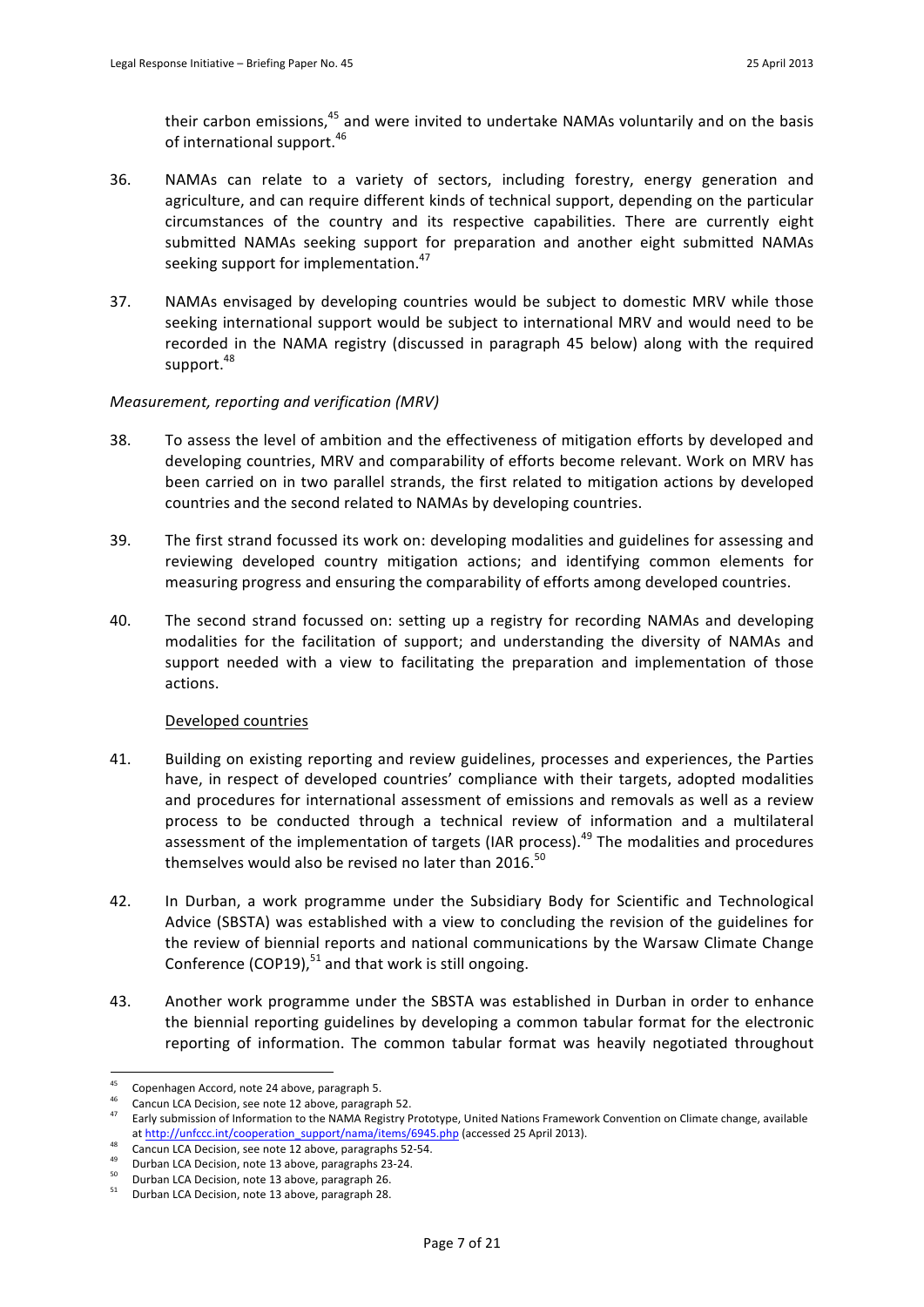their carbon emissions,[45] and were invited to undertake NAMAs voluntarily and on the basis of international support.[46]

36. NAMAs can relate to a variety of sectors, including forestry, energy generation and agriculture, and can require different kinds of technical support, depending on the particular circumstances of the country and its respective capabilities. There are currently eight submitted NAMAs seeking support for preparation and another eight submitted NAMAs seeking support for implementation.[47]

37. NAMAs envisaged by developing countries would be subject to domestic MRV while those seeking international support would be subject to international MRV and would need to be recorded in the NAMA registry (discussed in paragraph 45 below) along with the required support.[48]

*Measurement, reporting and verification (MRV)*

38. To assess the level of ambition and the effectiveness of mitigation efforts by developed and developing countries, MRV and comparability of efforts become relevant. Work on MRV has been carried on in two parallel strands, the first related to mitigation actions by developed countries and the second related to NAMAs by developing countries.

39. The first strand focussed its work on: developing modalities and guidelines for assessing and reviewing developed country mitigation actions; and identifying common elements for measuring progress and ensuring the comparability of efforts among developed countries.

40. The second strand focussed on: setting up a registry for recording NAMAs and developing modalities for the facilitation of support; and understanding the diversity of NAMAs and support needed with a view to facilitating the preparation and implementation of those actions.

Developed countries

41. Building on existing reporting and review guidelines, processes and experiences, the Parties have, in respect of developed countries' compliance with their targets, adopted modalities and procedures for international assessment of emissions and removals as well as a review process to be conducted through a technical review of information and a multilateral assessment of the implementation of targets (IAR process).[49] The modalities and procedures themselves would also be revised no later than 2016.[50]

42. In Durban, a work programme under the Subsidiary Body for Scientific and Technological Advice (SBSTA) was established with a view to concluding the revision of the guidelines for the review of biennial reports and national communications by the Warsaw Climate Change Conference (COP19),[51] and that work is still ongoing.

43. Another work programme under the SBSTA was established in Durban in order to enhance the biennial reporting guidelines by developing a common tabular format for the electronic reporting of information. The common tabular format was heavily negotiated throughout

---

[45] Copenhagen Accord, note 24 above, paragraph 5.

[46] Cancun LCA Decision, see note 12 above, paragraph 52.

[47] Early submission of Information to the NAMA Registry Prototype, United Nations Framework Convention on Climate change, available at http://unfccc.int/cooperation_support/nama/items/6945.php (accessed 25 April 2013).

[48] Cancun LCA Decision, see note 12 above, paragraphs 52-54.

[49] Durban LCA Decision, note 13 above, paragraphs 23-24.

[50] Durban LCA Decision, note 13 above, paragraph 26.

[51] Durban LCA Decision, note 13 above, paragraph 28.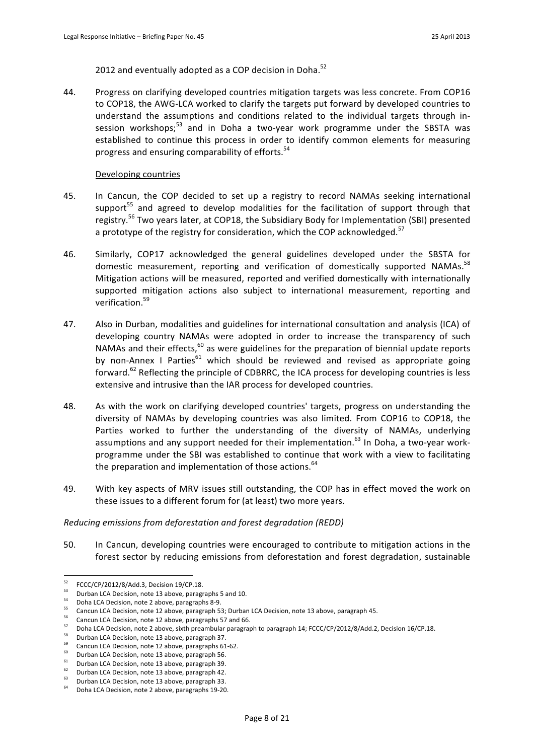2012 and eventually adopted as a COP decision in Doha.[52]

44. Progress on clarifying developed countries mitigation targets was less concrete. From COP16 to COP18, the AWG-LCA worked to clarify the targets put forward by developed countries to understand the assumptions and conditions related to the individual targets through in-session workshops;[53] and in Doha a two-year work programme under the SBSTA was established to continue this process in order to identify common elements for measuring progress and ensuring comparability of efforts.[54]

Developing countries

45. In Cancun, the COP decided to set up a registry to record NAMAs seeking international support[55] and agreed to develop modalities for the facilitation of support through that registry.[56] Two years later, at COP18, the Subsidiary Body for Implementation (SBI) presented a prototype of the registry for consideration, which the COP acknowledged.[57]

46. Similarly, COP17 acknowledged the general guidelines developed under the SBSTA for domestic measurement, reporting and verification of domestically supported NAMAs.[58] Mitigation actions will be measured, reported and verified domestically with internationally supported mitigation actions also subject to international measurement, reporting and verification.[59]

47. Also in Durban, modalities and guidelines for international consultation and analysis (ICA) of developing country NAMAs were adopted in order to increase the transparency of such NAMAs and their effects,[60] as were guidelines for the preparation of biennial update reports by non-Annex I Parties[61] which should be reviewed and revised as appropriate going forward.[62] Reflecting the principle of CDBRRC, the ICA process for developing countries is less extensive and intrusive than the IAR process for developed countries.

48. As with the work on clarifying developed countries' targets, progress on understanding the diversity of NAMAs by developing countries was also limited. From COP16 to COP18, the Parties worked to further the understanding of the diversity of NAMAs, underlying assumptions and any support needed for their implementation.[63] In Doha, a two-year work-programme under the SBI was established to continue that work with a view to facilitating the preparation and implementation of those actions.[64]

49. With key aspects of MRV issues still outstanding, the COP has in effect moved the work on these issues to a different forum for (at least) two more years.

*Reducing emissions from deforestation and forest degradation (REDD)*

50. In Cancun, developing countries were encouraged to contribute to mitigation actions in the forest sector by reducing emissions from deforestation and forest degradation, sustainable

---

[52] FCCC/CP/2012/8/Add.3, Decision 19/CP.18.
[53] Durban LCA Decision, note 13 above, paragraphs 5 and 10.
[54] Doha LCA Decision, note 2 above, paragraphs 8-9.
[55] Cancun LCA Decision, note 12 above, paragraph 53; Durban LCA Decision, note 13 above, paragraph 45.
[56] Cancun LCA Decision, note 12 above, paragraphs 57 and 66.
[57] Doha LCA Decision, note 2 above, sixth preambular paragraph to paragraph 14; FCCC/CP/2012/8/Add.2, Decision 16/CP.18.
[58] Durban LCA Decision, note 13 above, paragraph 37.
[59] Cancun LCA Decision, note 12 above, paragraphs 61-62.
[60] Durban LCA Decision, note 13 above, paragraph 56.
[61] Durban LCA Decision, note 13 above, paragraph 39.
[62] Durban LCA Decision, note 13 above, paragraph 42.
[63] Durban LCA Decision, note 13 above, paragraph 33.
[64] Doha LCA Decision, note 2 above, paragraphs 19-20.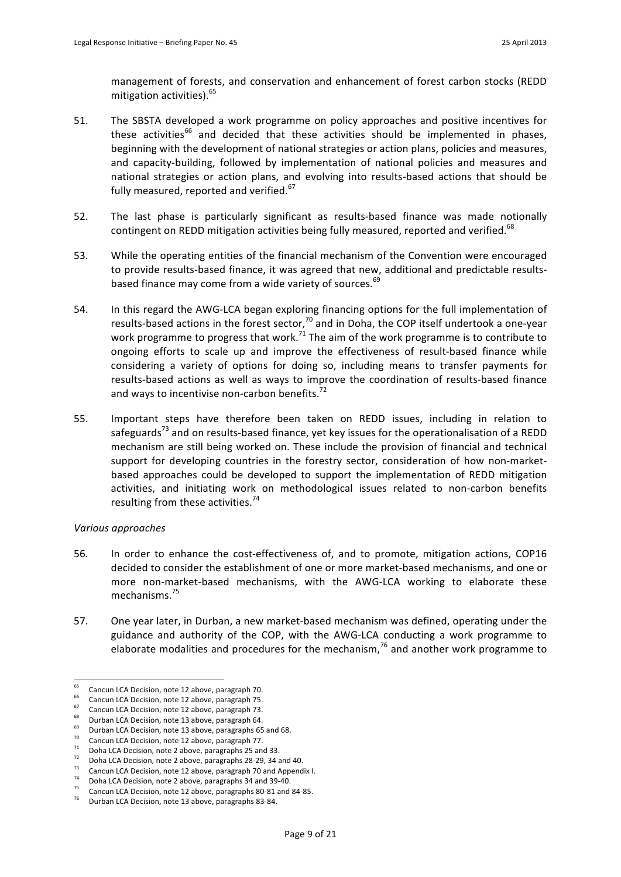management of forests, and conservation and enhancement of forest carbon stocks (REDD mitigation activities).[65]

51. The SBSTA developed a work programme on policy approaches and positive incentives for these activities[66] and decided that these activities should be implemented in phases, beginning with the development of national strategies or action plans, policies and measures, and capacity-building, followed by implementation of national policies and measures and national strategies or action plans, and evolving into results-based actions that should be fully measured, reported and verified.[67]

52. The last phase is particularly significant as results-based finance was made notionally contingent on REDD mitigation activities being fully measured, reported and verified.[68]

53. While the operating entities of the financial mechanism of the Convention were encouraged to provide results-based finance, it was agreed that new, additional and predictable results-based finance may come from a wide variety of sources.[69]

54. In this regard the AWG-LCA began exploring financing options for the full implementation of results-based actions in the forest sector,[70] and in Doha, the COP itself undertook a one-year work programme to progress that work.[71] The aim of the work programme is to contribute to ongoing efforts to scale up and improve the effectiveness of result-based finance while considering a variety of options for doing so, including means to transfer payments for results-based actions as well as ways to improve the coordination of results-based finance and ways to incentivise non-carbon benefits.[72]

55. Important steps have therefore been taken on REDD issues, including in relation to safeguards[73] and on results-based finance, yet key issues for the operationalisation of a REDD mechanism are still being worked on. These include the provision of financial and technical support for developing countries in the forestry sector, consideration of how non-market-based approaches could be developed to support the implementation of REDD mitigation activities, and initiating work on methodological issues related to non-carbon benefits resulting from these activities.[74]

*Various approaches*

56. In order to enhance the cost-effectiveness of, and to promote, mitigation actions, COP16 decided to consider the establishment of one or more market-based mechanisms, and one or more non-market-based mechanisms, with the AWG-LCA working to elaborate these mechanisms.[75]

57. One year later, in Durban, a new market-based mechanism was defined, operating under the guidance and authority of the COP, with the AWG-LCA conducting a work programme to elaborate modalities and procedures for the mechanism,[76] and another work programme to

---

[65] Cancun LCA Decision, note 12 above, paragraph 70.
[66] Cancun LCA Decision, note 12 above, paragraph 75.
[67] Cancun LCA Decision, note 12 above, paragraph 73.
[68] Durban LCA Decision, note 13 above, paragraph 64.
[69] Durban LCA Decision, note 13 above, paragraphs 65 and 68.
[70] Cancun LCA Decision, note 12 above, paragraph 77.
[71] Doha LCA Decision, note 2 above, paragraphs 25 and 33.
[72] Doha LCA Decision, note 2 above, paragraphs 28-29, 34 and 40.
[73] Cancun LCA Decision, note 12 above, paragraph 70 and Appendix I.
[74] Doha LCA Decision, note 2 above, paragraphs 34 and 39-40.
[75] Cancun LCA Decision, note 12 above, paragraphs 80-81 and 84-85.
[76] Durban LCA Decision, note 13 above, paragraphs 83-84.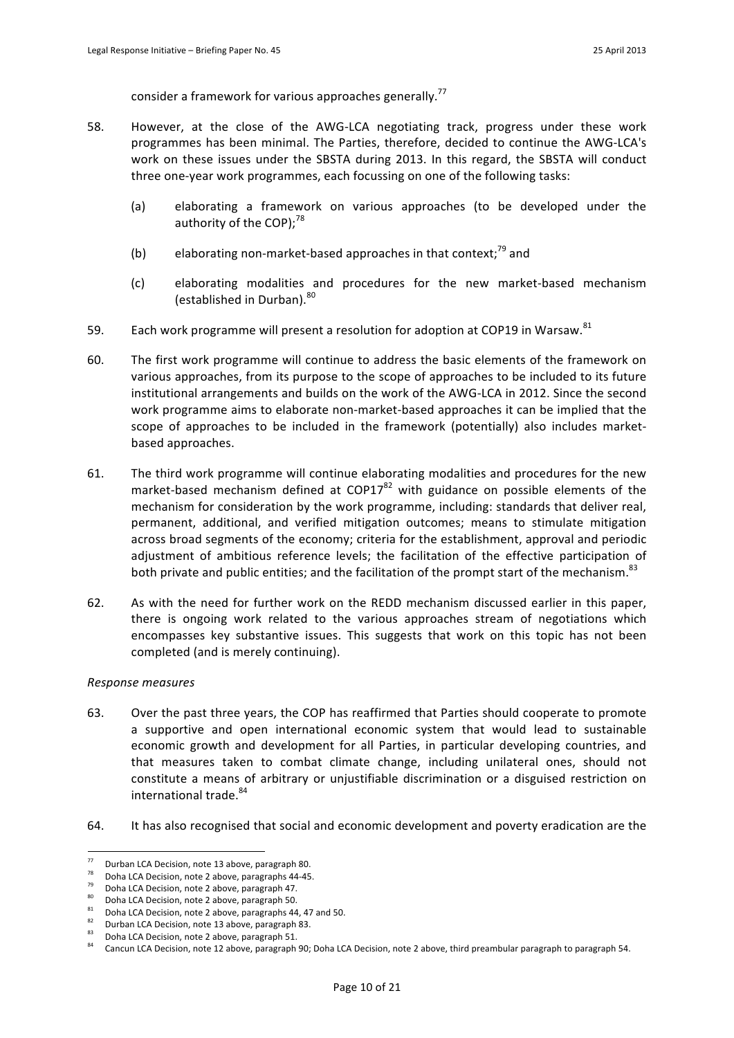consider a framework for various approaches generally.[77]

58. However, at the close of the AWG-LCA negotiating track, progress under these work programmes has been minimal. The Parties, therefore, decided to continue the AWG-LCA's work on these issues under the SBSTA during 2013. In this regard, the SBSTA will conduct three one-year work programmes, each focussing on one of the following tasks:

    (a) elaborating a framework on various approaches (to be developed under the authority of the COP);[78]

    (b) elaborating non-market-based approaches in that context;[79] and

    (c) elaborating modalities and procedures for the new market-based mechanism (established in Durban).[80]

59. Each work programme will present a resolution for adoption at COP19 in Warsaw.[81]

60. The first work programme will continue to address the basic elements of the framework on various approaches, from its purpose to the scope of approaches to be included to its future institutional arrangements and builds on the work of the AWG-LCA in 2012. Since the second work programme aims to elaborate non-market-based approaches it can be implied that the scope of approaches to be included in the framework (potentially) also includes market-based approaches.

61. The third work programme will continue elaborating modalities and procedures for the new market-based mechanism defined at COP17[82] with guidance on possible elements of the mechanism for consideration by the work programme, including: standards that deliver real, permanent, additional, and verified mitigation outcomes; means to stimulate mitigation across broad segments of the economy; criteria for the establishment, approval and periodic adjustment of ambitious reference levels; the facilitation of the effective participation of both private and public entities; and the facilitation of the prompt start of the mechanism.[83]

62. As with the need for further work on the REDD mechanism discussed earlier in this paper, there is ongoing work related to the various approaches stream of negotiations which encompasses key substantive issues. This suggests that work on this topic has not been completed (and is merely continuing).

*Response measures*

63. Over the past three years, the COP has reaffirmed that Parties should cooperate to promote a supportive and open international economic system that would lead to sustainable economic growth and development for all Parties, in particular developing countries, and that measures taken to combat climate change, including unilateral ones, should not constitute a means of arbitrary or unjustifiable discrimination or a disguised restriction on international trade.[84]

64. It has also recognised that social and economic development and poverty eradication are the

---

[77] Durban LCA Decision, note 13 above, paragraph 80.

[78] Doha LCA Decision, note 2 above, paragraphs 44-45.

[79] Doha LCA Decision, note 2 above, paragraph 47.

[80] Doha LCA Decision, note 2 above, paragraph 50.

[81] Doha LCA Decision, note 2 above, paragraphs 44, 47 and 50.

[82] Durban LCA Decision, note 13 above, paragraph 83.

[83] Doha LCA Decision, note 2 above, paragraph 51.

[84] Cancun LCA Decision, note 12 above, paragraph 90; Doha LCA Decision, note 2 above, third preambular paragraph to paragraph 54.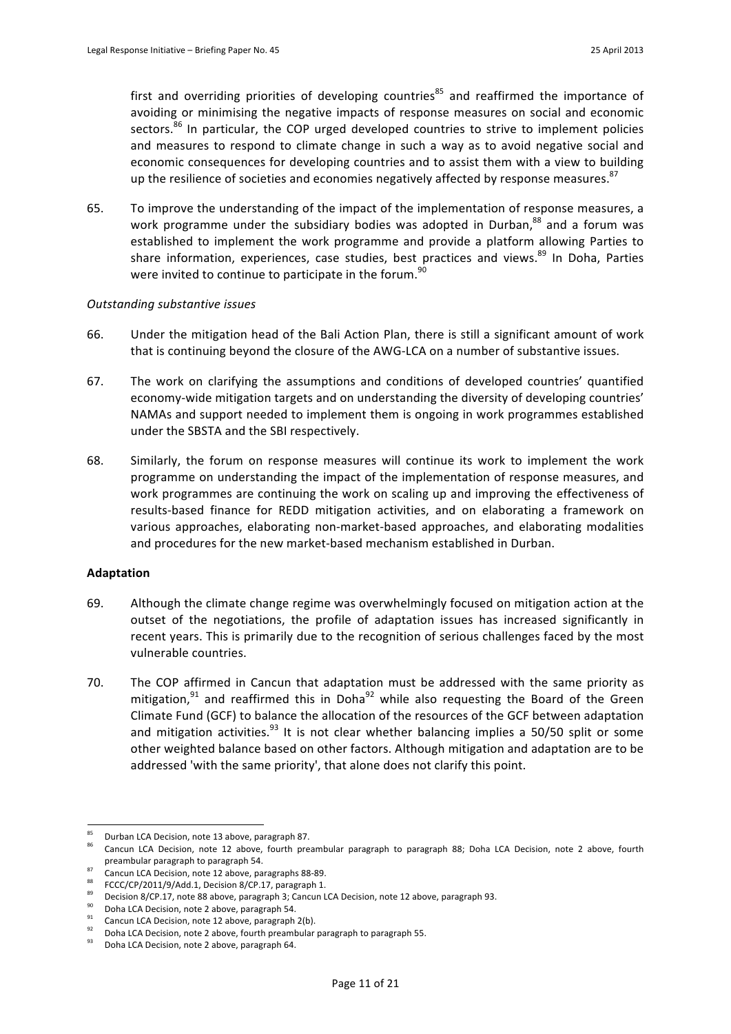first and overriding priorities of developing countries[85] and reaffirmed the importance of avoiding or minimising the negative impacts of response measures on social and economic sectors.[86] In particular, the COP urged developed countries to strive to implement policies and measures to respond to climate change in such a way as to avoid negative social and economic consequences for developing countries and to assist them with a view to building up the resilience of societies and economies negatively affected by response measures.[87]

65. To improve the understanding of the impact of the implementation of response measures, a work programme under the subsidiary bodies was adopted in Durban,[88] and a forum was established to implement the work programme and provide a platform allowing Parties to share information, experiences, case studies, best practices and views.[89] In Doha, Parties were invited to continue to participate in the forum.[90]

*Outstanding substantive issues*

66. Under the mitigation head of the Bali Action Plan, there is still a significant amount of work that is continuing beyond the closure of the AWG-LCA on a number of substantive issues.

67. The work on clarifying the assumptions and conditions of developed countries' quantified economy-wide mitigation targets and on understanding the diversity of developing countries' NAMAs and support needed to implement them is ongoing in work programmes established under the SBSTA and the SBI respectively.

68. Similarly, the forum on response measures will continue its work to implement the work programme on understanding the impact of the implementation of response measures, and work programmes are continuing the work on scaling up and improving the effectiveness of results-based finance for REDD mitigation activities, and on elaborating a framework on various approaches, elaborating non-market-based approaches, and elaborating modalities and procedures for the new market-based mechanism established in Durban.

**Adaptation**

69. Although the climate change regime was overwhelmingly focused on mitigation action at the outset of the negotiations, the profile of adaptation issues has increased significantly in recent years. This is primarily due to the recognition of serious challenges faced by the most vulnerable countries.

70. The COP affirmed in Cancun that adaptation must be addressed with the same priority as mitigation,[91] and reaffirmed this in Doha[92] while also requesting the Board of the Green Climate Fund (GCF) to balance the allocation of the resources of the GCF between adaptation and mitigation activities.[93] It is not clear whether balancing implies a 50/50 split or some other weighted balance based on other factors. Although mitigation and adaptation are to be addressed 'with the same priority', that alone does not clarify this point.

---

[85] Durban LCA Decision, note 13 above, paragraph 87.

[86] Cancun LCA Decision, note 12 above, fourth preambular paragraph to paragraph 88; Doha LCA Decision, note 2 above, fourth preambular paragraph to paragraph 54.

[87] Cancun LCA Decision, note 12 above, paragraphs 88-89.

[88] FCCC/CP/2011/9/Add.1, Decision 8/CP.17, paragraph 1.

[89] Decision 8/CP.17, note 88 above, paragraph 3; Cancun LCA Decision, note 12 above, paragraph 93.

[90] Doha LCA Decision, note 2 above, paragraph 54.

[91] Cancun LCA Decision, note 12 above, paragraph 2(b).

[92] Doha LCA Decision, note 2 above, fourth preambular paragraph to paragraph 55.

[93] Doha LCA Decision, note 2 above, paragraph 64.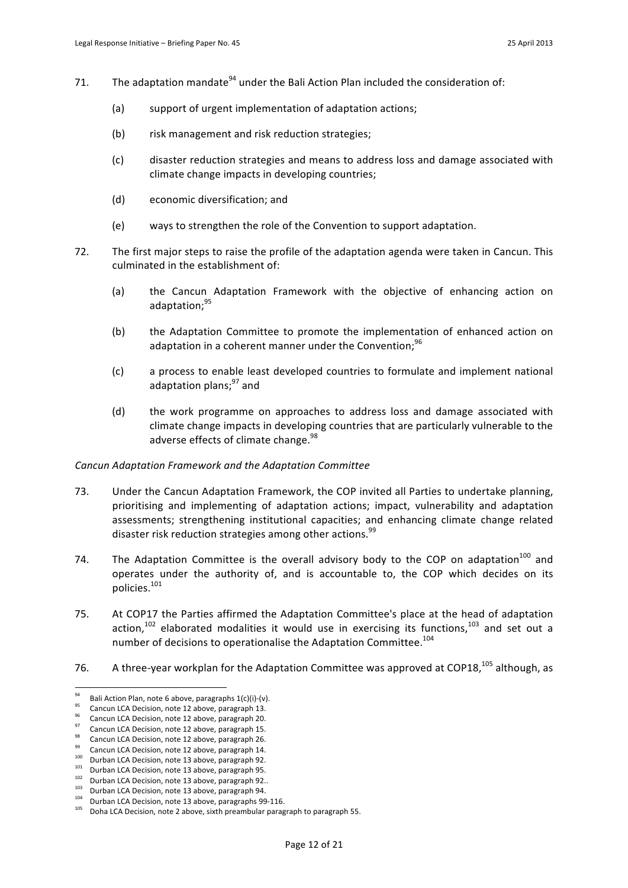71. The adaptation mandate[94] under the Bali Action Plan included the consideration of:

    (a) support of urgent implementation of adaptation actions;

    (b) risk management and risk reduction strategies;

    (c) disaster reduction strategies and means to address loss and damage associated with climate change impacts in developing countries;

    (d) economic diversification; and

    (e) ways to strengthen the role of the Convention to support adaptation.

72. The first major steps to raise the profile of the adaptation agenda were taken in Cancun. This culminated in the establishment of:

    (a) the Cancun Adaptation Framework with the objective of enhancing action on adaptation;[95]

    (b) the Adaptation Committee to promote the implementation of enhanced action on adaptation in a coherent manner under the Convention;[96]

    (c) a process to enable least developed countries to formulate and implement national adaptation plans;[97] and

    (d) the work programme on approaches to address loss and damage associated with climate change impacts in developing countries that are particularly vulnerable to the adverse effects of climate change.[98]

*Cancun Adaptation Framework and the Adaptation Committee*

73. Under the Cancun Adaptation Framework, the COP invited all Parties to undertake planning, prioritising and implementing of adaptation actions; impact, vulnerability and adaptation assessments; strengthening institutional capacities; and enhancing climate change related disaster risk reduction strategies among other actions.[99]

74. The Adaptation Committee is the overall advisory body to the COP on adaptation[100] and operates under the authority of, and is accountable to, the COP which decides on its policies.[101]

75. At COP17 the Parties affirmed the Adaptation Committee's place at the head of adaptation action,[102] elaborated modalities it would use in exercising its functions,[103] and set out a number of decisions to operationalise the Adaptation Committee.[104]

76. A three-year workplan for the Adaptation Committee was approved at COP18,[105] although, as

---

[94] Bali Action Plan, note 6 above, paragraphs 1(c)(i)-(v).
[95] Cancun LCA Decision, note 12 above, paragraph 13.
[96] Cancun LCA Decision, note 12 above, paragraph 20.
[97] Cancun LCA Decision, note 12 above, paragraph 15.
[98] Cancun LCA Decision, note 12 above, paragraph 26.
[99] Cancun LCA Decision, note 12 above, paragraph 14.
[100] Durban LCA Decision, note 13 above, paragraph 92.
[101] Durban LCA Decision, note 13 above, paragraph 95.
[102] Durban LCA Decision, note 13 above, paragraph 92..
[103] Durban LCA Decision, note 13 above, paragraph 94.
[104] Durban LCA Decision, note 13 above, paragraphs 99-116.
[105] Doha LCA Decision, note 2 above, sixth preambular paragraph to paragraph 55.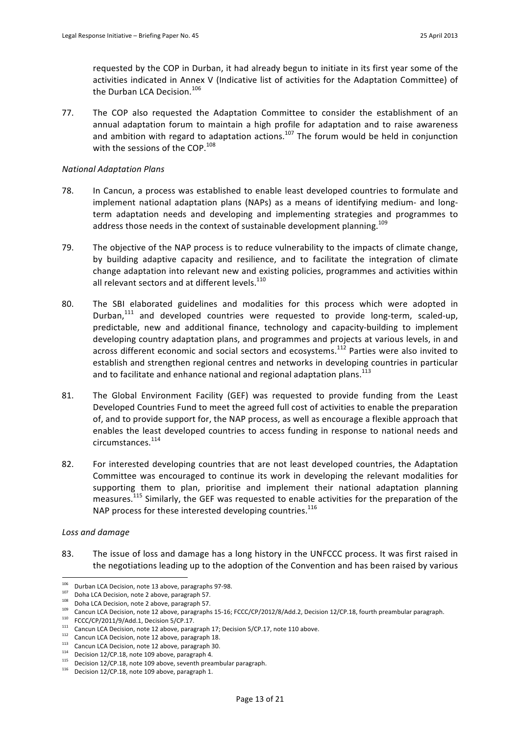requested by the COP in Durban, it had already begun to initiate in its first year some of the activities indicated in Annex V (Indicative list of activities for the Adaptation Committee) of the Durban LCA Decision.[106]

77. The COP also requested the Adaptation Committee to consider the establishment of an annual adaptation forum to maintain a high profile for adaptation and to raise awareness and ambition with regard to adaptation actions.[107] The forum would be held in conjunction with the sessions of the COP.[108]

*National Adaptation Plans*

78. In Cancun, a process was established to enable least developed countries to formulate and implement national adaptation plans (NAPs) as a means of identifying medium- and long-term adaptation needs and developing and implementing strategies and programmes to address those needs in the context of sustainable development planning.[109]

79. The objective of the NAP process is to reduce vulnerability to the impacts of climate change, by building adaptive capacity and resilience, and to facilitate the integration of climate change adaptation into relevant new and existing policies, programmes and activities within all relevant sectors and at different levels.[110]

80. The SBI elaborated guidelines and modalities for this process which were adopted in Durban,[111] and developed countries were requested to provide long-term, scaled-up, predictable, new and additional finance, technology and capacity-building to implement developing country adaptation plans, and programmes and projects at various levels, in and across different economic and social sectors and ecosystems.[112] Parties were also invited to establish and strengthen regional centres and networks in developing countries in particular and to facilitate and enhance national and regional adaptation plans.[113]

81. The Global Environment Facility (GEF) was requested to provide funding from the Least Developed Countries Fund to meet the agreed full cost of activities to enable the preparation of, and to provide support for, the NAP process, as well as encourage a flexible approach that enables the least developed countries to access funding in response to national needs and circumstances.[114]

82. For interested developing countries that are not least developed countries, the Adaptation Committee was encouraged to continue its work in developing the relevant modalities for supporting them to plan, prioritise and implement their national adaptation planning measures.[115] Similarly, the GEF was requested to enable activities for the preparation of the NAP process for these interested developing countries.[116]

*Loss and damage*

83. The issue of loss and damage has a long history in the UNFCCC process. It was first raised in the negotiations leading up to the adoption of the Convention and has been raised by various

---

[106] Durban LCA Decision, note 13 above, paragraphs 97-98.
[107] Doha LCA Decision, note 2 above, paragraph 57.
[108] Doha LCA Decision, note 2 above, paragraph 57.
[109] Cancun LCA Decision, note 12 above, paragraphs 15-16; FCCC/CP/2012/8/Add.2, Decision 12/CP.18, fourth preambular paragraph.
[110] FCCC/CP/2011/9/Add.1, Decision 5/CP.17.
[111] Cancun LCA Decision, note 12 above, paragraph 17; Decision 5/CP.17, note 110 above.
[112] Cancun LCA Decision, note 12 above, paragraph 18.
[113] Cancun LCA Decision, note 12 above, paragraph 30.
[114] Decision 12/CP.18, note 109 above, paragraph 4.
[115] Decision 12/CP.18, note 109 above, seventh preambular paragraph.
[116] Decision 12/CP.18, note 109 above, paragraph 1.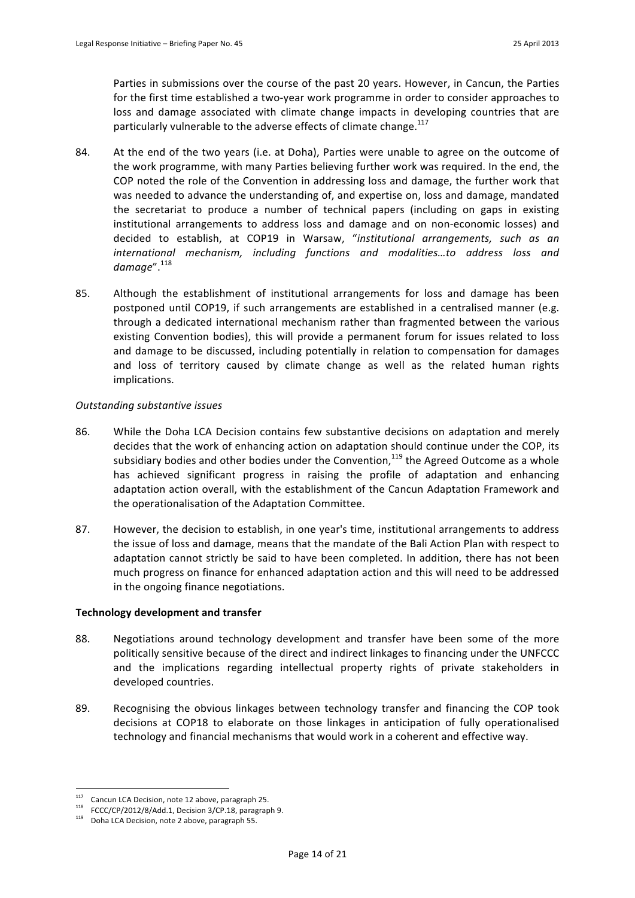Parties in submissions over the course of the past 20 years. However, in Cancun, the Parties for the first time established a two-year work programme in order to consider approaches to loss and damage associated with climate change impacts in developing countries that are particularly vulnerable to the adverse effects of climate change.[117]

84. At the end of the two years (i.e. at Doha), Parties were unable to agree on the outcome of the work programme, with many Parties believing further work was required. In the end, the COP noted the role of the Convention in addressing loss and damage, the further work that was needed to advance the understanding of, and expertise on, loss and damage, mandated the secretariat to produce a number of technical papers (including on gaps in existing institutional arrangements to address loss and damage and on non-economic losses) and decided to establish, at COP19 in Warsaw, "*institutional arrangements, such as an international mechanism, including functions and modalities…to address loss and damage*".[118]

85. Although the establishment of institutional arrangements for loss and damage has been postponed until COP19, if such arrangements are established in a centralised manner (e.g. through a dedicated international mechanism rather than fragmented between the various existing Convention bodies), this will provide a permanent forum for issues related to loss and damage to be discussed, including potentially in relation to compensation for damages and loss of territory caused by climate change as well as the related human rights implications.

*Outstanding substantive issues*

86. While the Doha LCA Decision contains few substantive decisions on adaptation and merely decides that the work of enhancing action on adaptation should continue under the COP, its subsidiary bodies and other bodies under the Convention,[119] the Agreed Outcome as a whole has achieved significant progress in raising the profile of adaptation and enhancing adaptation action overall, with the establishment of the Cancun Adaptation Framework and the operationalisation of the Adaptation Committee.

87. However, the decision to establish, in one year's time, institutional arrangements to address the issue of loss and damage, means that the mandate of the Bali Action Plan with respect to adaptation cannot strictly be said to have been completed. In addition, there has not been much progress on finance for enhanced adaptation action and this will need to be addressed in the ongoing finance negotiations.

**Technology development and transfer**

88. Negotiations around technology development and transfer have been some of the more politically sensitive because of the direct and indirect linkages to financing under the UNFCCC and the implications regarding intellectual property rights of private stakeholders in developed countries.

89. Recognising the obvious linkages between technology transfer and financing the COP took decisions at COP18 to elaborate on those linkages in anticipation of fully operationalised technology and financial mechanisms that would work in a coherent and effective way.

---

[117] Cancun LCA Decision, note 12 above, paragraph 25.

[118] FCCC/CP/2012/8/Add.1, Decision 3/CP.18, paragraph 9.

[119] Doha LCA Decision, note 2 above, paragraph 55.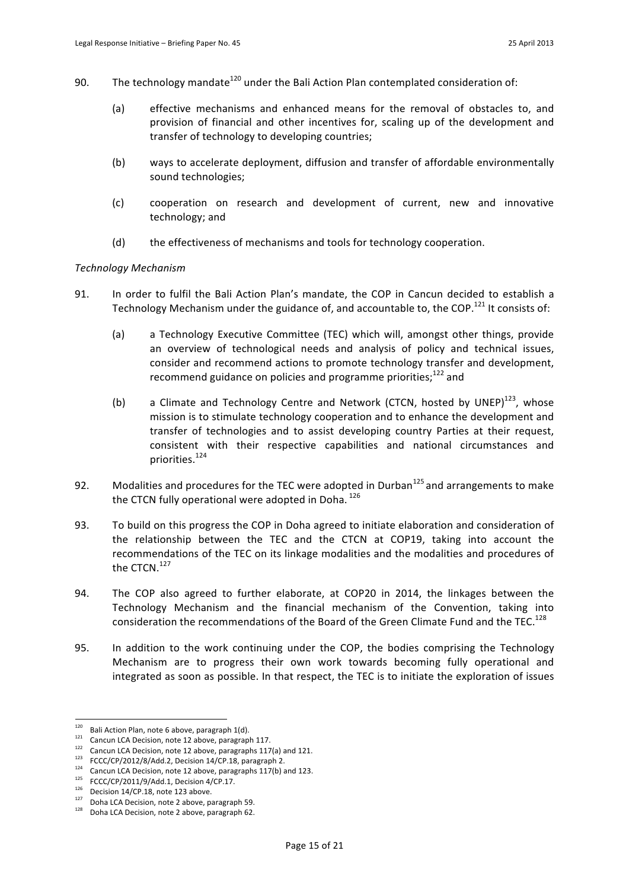90. The technology mandate[120] under the Bali Action Plan contemplated consideration of:

    (a) effective mechanisms and enhanced means for the removal of obstacles to, and provision of financial and other incentives for, scaling up of the development and transfer of technology to developing countries;

    (b) ways to accelerate deployment, diffusion and transfer of affordable environmentally sound technologies;

    (c) cooperation on research and development of current, new and innovative technology; and

    (d) the effectiveness of mechanisms and tools for technology cooperation.

*Technology Mechanism*

91. In order to fulfil the Bali Action Plan's mandate, the COP in Cancun decided to establish a Technology Mechanism under the guidance of, and accountable to, the COP.[121] It consists of:

    (a) a Technology Executive Committee (TEC) which will, amongst other things, provide an overview of technological needs and analysis of policy and technical issues, consider and recommend actions to promote technology transfer and development, recommend guidance on policies and programme priorities;[122] and

    (b) a Climate and Technology Centre and Network (CTCN, hosted by UNEP)[123], whose mission is to stimulate technology cooperation and to enhance the development and transfer of technologies and to assist developing country Parties at their request, consistent with their respective capabilities and national circumstances and priorities.[124]

92. Modalities and procedures for the TEC were adopted in Durban[125] and arrangements to make the CTCN fully operational were adopted in Doha.[126]

93. To build on this progress the COP in Doha agreed to initiate elaboration and consideration of the relationship between the TEC and the CTCN at COP19, taking into account the recommendations of the TEC on its linkage modalities and the modalities and procedures of the CTCN.[127]

94. The COP also agreed to further elaborate, at COP20 in 2014, the linkages between the Technology Mechanism and the financial mechanism of the Convention, taking into consideration the recommendations of the Board of the Green Climate Fund and the TEC.[128]

95. In addition to the work continuing under the COP, the bodies comprising the Technology Mechanism are to progress their own work towards becoming fully operational and integrated as soon as possible. In that respect, the TEC is to initiate the exploration of issues

---

[120] Bali Action Plan, note 6 above, paragraph 1(d).
[121] Cancun LCA Decision, note 12 above, paragraph 117.
[122] Cancun LCA Decision, note 12 above, paragraphs 117(a) and 121.
[123] FCCC/CP/2012/8/Add.2, Decision 14/CP.18, paragraph 2.
[124] Cancun LCA Decision, note 12 above, paragraphs 117(b) and 123.
[125] FCCC/CP/2011/9/Add.1, Decision 4/CP.17.
[126] Decision 14/CP.18, note 123 above.
[127] Doha LCA Decision, note 2 above, paragraph 59.
[128] Doha LCA Decision, note 2 above, paragraph 62.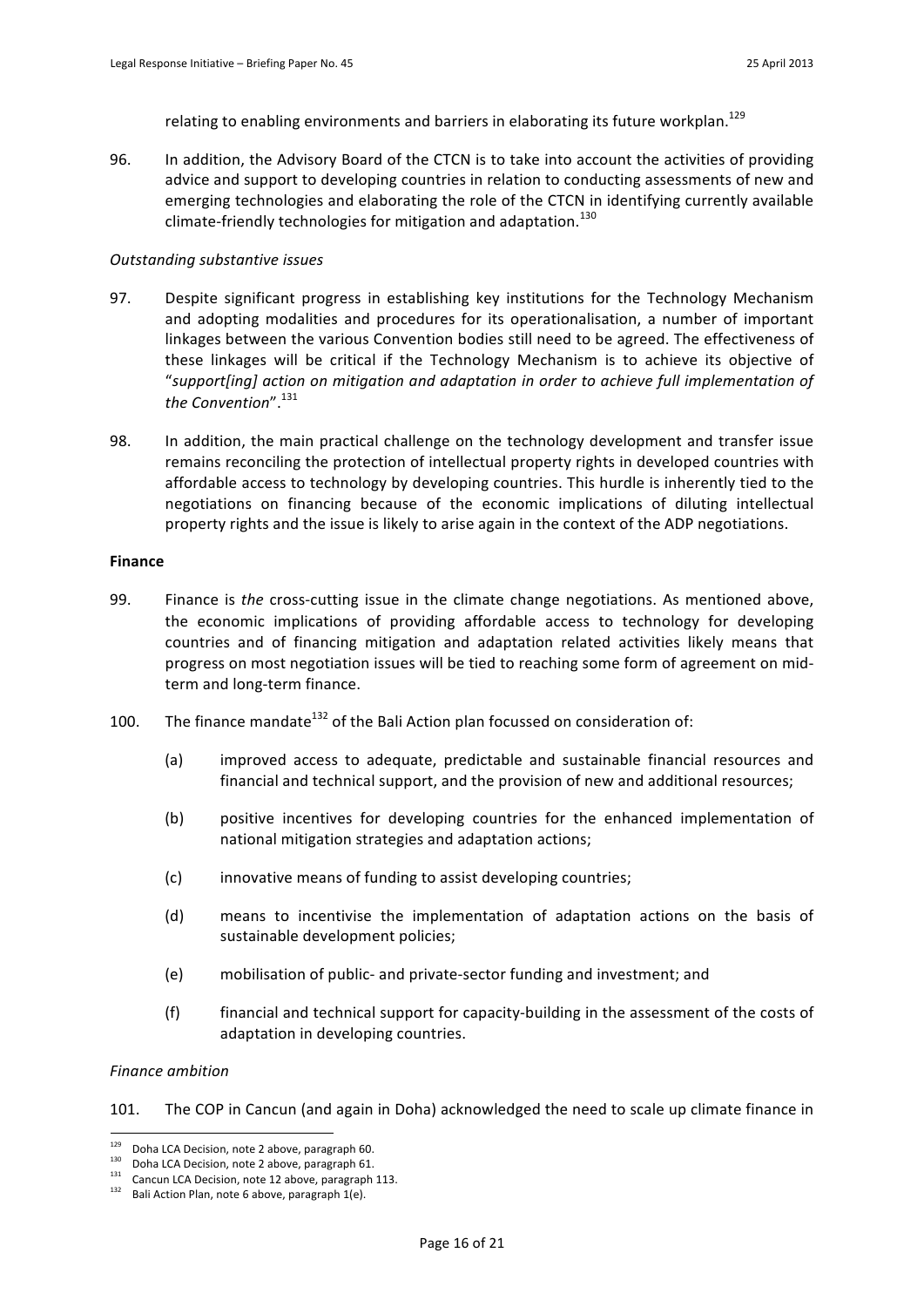relating to enabling environments and barriers in elaborating its future workplan.[129]

96. In addition, the Advisory Board of the CTCN is to take into account the activities of providing advice and support to developing countries in relation to conducting assessments of new and emerging technologies and elaborating the role of the CTCN in identifying currently available climate-friendly technologies for mitigation and adaptation.[130]

*Outstanding substantive issues*

97. Despite significant progress in establishing key institutions for the Technology Mechanism and adopting modalities and procedures for its operationalisation, a number of important linkages between the various Convention bodies still need to be agreed. The effectiveness of these linkages will be critical if the Technology Mechanism is to achieve its objective of "*support[ing] action on mitigation and adaptation in order to achieve full implementation of the Convention*".[131]

98. In addition, the main practical challenge on the technology development and transfer issue remains reconciling the protection of intellectual property rights in developed countries with affordable access to technology by developing countries. This hurdle is inherently tied to the negotiations on financing because of the economic implications of diluting intellectual property rights and the issue is likely to arise again in the context of the ADP negotiations.

**Finance**

99. Finance is *the* cross-cutting issue in the climate change negotiations. As mentioned above, the economic implications of providing affordable access to technology for developing countries and of financing mitigation and adaptation related activities likely means that progress on most negotiation issues will be tied to reaching some form of agreement on mid-term and long-term finance.

100. The finance mandate[132] of the Bali Action plan focussed on consideration of:

   (a) improved access to adequate, predictable and sustainable financial resources and financial and technical support, and the provision of new and additional resources;

   (b) positive incentives for developing countries for the enhanced implementation of national mitigation strategies and adaptation actions;

   (c) innovative means of funding to assist developing countries;

   (d) means to incentivise the implementation of adaptation actions on the basis of sustainable development policies;

   (e) mobilisation of public- and private-sector funding and investment; and

   (f) financial and technical support for capacity-building in the assessment of the costs of adaptation in developing countries.

*Finance ambition*

101. The COP in Cancun (and again in Doha) acknowledged the need to scale up climate finance in

---

[129] Doha LCA Decision, note 2 above, paragraph 60.

[130] Doha LCA Decision, note 2 above, paragraph 61.

[131] Cancun LCA Decision, note 12 above, paragraph 113.

[132] Bali Action Plan, note 6 above, paragraph 1(e).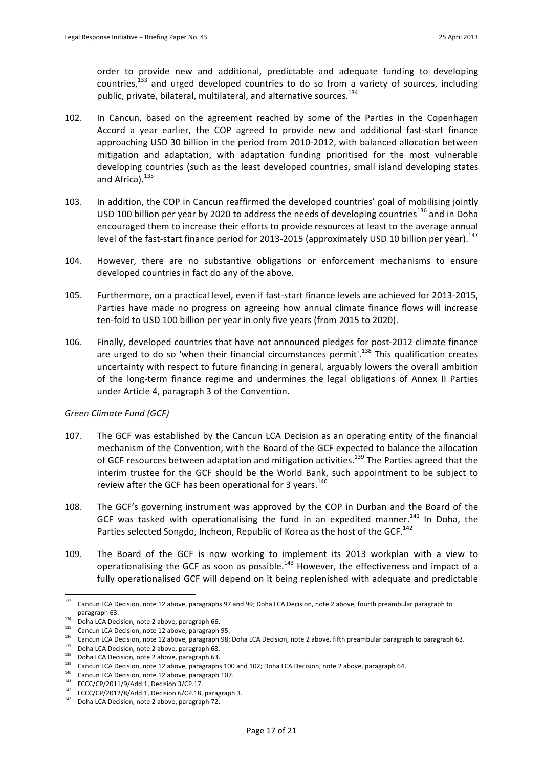order to provide new and additional, predictable and adequate funding to developing countries,[133] and urged developed countries to do so from a variety of sources, including public, private, bilateral, multilateral, and alternative sources.[134]

102. In Cancun, based on the agreement reached by some of the Parties in the Copenhagen Accord a year earlier, the COP agreed to provide new and additional fast-start finance approaching USD 30 billion in the period from 2010-2012, with balanced allocation between mitigation and adaptation, with adaptation funding prioritised for the most vulnerable developing countries (such as the least developed countries, small island developing states and Africa).[135]

103. In addition, the COP in Cancun reaffirmed the developed countries' goal of mobilising jointly USD 100 billion per year by 2020 to address the needs of developing countries[136] and in Doha encouraged them to increase their efforts to provide resources at least to the average annual level of the fast-start finance period for 2013-2015 (approximately USD 10 billion per year).[137]

104. However, there are no substantive obligations or enforcement mechanisms to ensure developed countries in fact do any of the above.

105. Furthermore, on a practical level, even if fast-start finance levels are achieved for 2013-2015, Parties have made no progress on agreeing how annual climate finance flows will increase ten-fold to USD 100 billion per year in only five years (from 2015 to 2020).

106. Finally, developed countries that have not announced pledges for post-2012 climate finance are urged to do so 'when their financial circumstances permit'.[138] This qualification creates uncertainty with respect to future financing in general, arguably lowers the overall ambition of the long-term finance regime and undermines the legal obligations of Annex II Parties under Article 4, paragraph 3 of the Convention.

*Green Climate Fund (GCF)*

107. The GCF was established by the Cancun LCA Decision as an operating entity of the financial mechanism of the Convention, with the Board of the GCF expected to balance the allocation of GCF resources between adaptation and mitigation activities.[139] The Parties agreed that the interim trustee for the GCF should be the World Bank, such appointment to be subject to review after the GCF has been operational for 3 years.[140]

108. The GCF's governing instrument was approved by the COP in Durban and the Board of the GCF was tasked with operationalising the fund in an expedited manner.[141] In Doha, the Parties selected Songdo, Incheon, Republic of Korea as the host of the GCF.[142]

109. The Board of the GCF is now working to implement its 2013 workplan with a view to operationalising the GCF as soon as possible.[143] However, the effectiveness and impact of a fully operationalised GCF will depend on it being replenished with adequate and predictable

---

[133] Cancun LCA Decision, note 12 above, paragraphs 97 and 99; Doha LCA Decision, note 2 above, fourth preambular paragraph to paragraph 63.

[134] Doha LCA Decision, note 2 above, paragraph 66.

[135] Cancun LCA Decision, note 12 above, paragraph 95.

[136] Cancun LCA Decision, note 12 above, paragraph 98; Doha LCA Decision, note 2 above, fifth preambular paragraph to paragraph 63.

[137] Doha LCA Decision, note 2 above, paragraph 68.

[138] Doha LCA Decision, note 2 above, paragraph 63.

[139] Cancun LCA Decision, note 12 above, paragraphs 100 and 102; Doha LCA Decision, note 2 above, paragraph 64.

[140] Cancun LCA Decision, note 12 above, paragraph 107.

[141] FCCC/CP/2011/9/Add.1, Decision 3/CP.17.

[142] FCCC/CP/2012/8/Add.1, Decision 6/CP.18, paragraph 3.

[143] Doha LCA Decision, note 2 above, paragraph 72.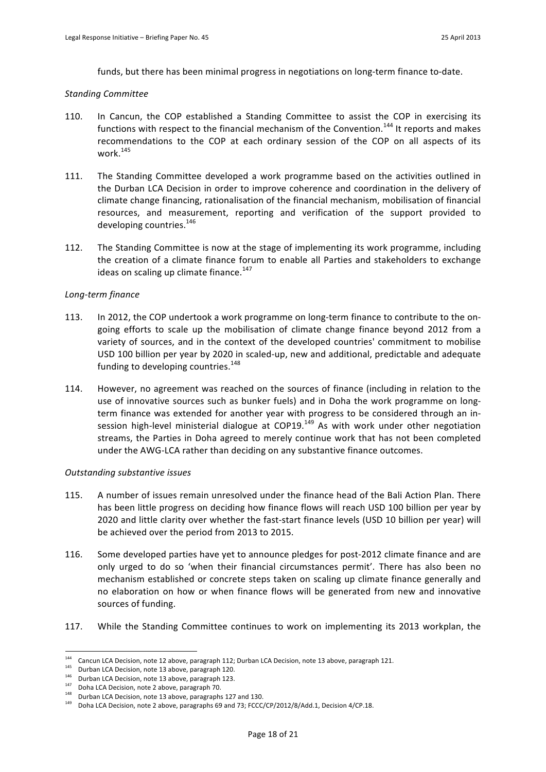funds, but there has been minimal progress in negotiations on long-term finance to-date.

*Standing Committee*

110. In Cancun, the COP established a Standing Committee to assist the COP in exercising its functions with respect to the financial mechanism of the Convention.[144] It reports and makes recommendations to the COP at each ordinary session of the COP on all aspects of its work.[145]

111. The Standing Committee developed a work programme based on the activities outlined in the Durban LCA Decision in order to improve coherence and coordination in the delivery of climate change financing, rationalisation of the financial mechanism, mobilisation of financial resources, and measurement, reporting and verification of the support provided to developing countries.[146]

112. The Standing Committee is now at the stage of implementing its work programme, including the creation of a climate finance forum to enable all Parties and stakeholders to exchange ideas on scaling up climate finance.[147]

*Long-term finance*

113. In 2012, the COP undertook a work programme on long-term finance to contribute to the on-going efforts to scale up the mobilisation of climate change finance beyond 2012 from a variety of sources, and in the context of the developed countries' commitment to mobilise USD 100 billion per year by 2020 in scaled-up, new and additional, predictable and adequate funding to developing countries.[148]

114. However, no agreement was reached on the sources of finance (including in relation to the use of innovative sources such as bunker fuels) and in Doha the work programme on long-term finance was extended for another year with progress to be considered through an in-session high-level ministerial dialogue at COP19.[149] As with work under other negotiation streams, the Parties in Doha agreed to merely continue work that has not been completed under the AWG-LCA rather than deciding on any substantive finance outcomes.

*Outstanding substantive issues*

115. A number of issues remain unresolved under the finance head of the Bali Action Plan. There has been little progress on deciding how finance flows will reach USD 100 billion per year by 2020 and little clarity over whether the fast-start finance levels (USD 10 billion per year) will be achieved over the period from 2013 to 2015.

116. Some developed parties have yet to announce pledges for post-2012 climate finance and are only urged to do so 'when their financial circumstances permit'. There has also been no mechanism established or concrete steps taken on scaling up climate finance generally and no elaboration on how or when finance flows will be generated from new and innovative sources of funding.

117. While the Standing Committee continues to work on implementing its 2013 workplan, the

---

[144] Cancun LCA Decision, note 12 above, paragraph 112; Durban LCA Decision, note 13 above, paragraph 121.
[145] Durban LCA Decision, note 13 above, paragraph 120.
[146] Durban LCA Decision, note 13 above, paragraph 123.
[147] Doha LCA Decision, note 2 above, paragraph 70.
[148] Durban LCA Decision, note 13 above, paragraphs 127 and 130.
[149] Doha LCA Decision, note 2 above, paragraphs 69 and 73; FCCC/CP/2012/8/Add.1, Decision 4/CP.18.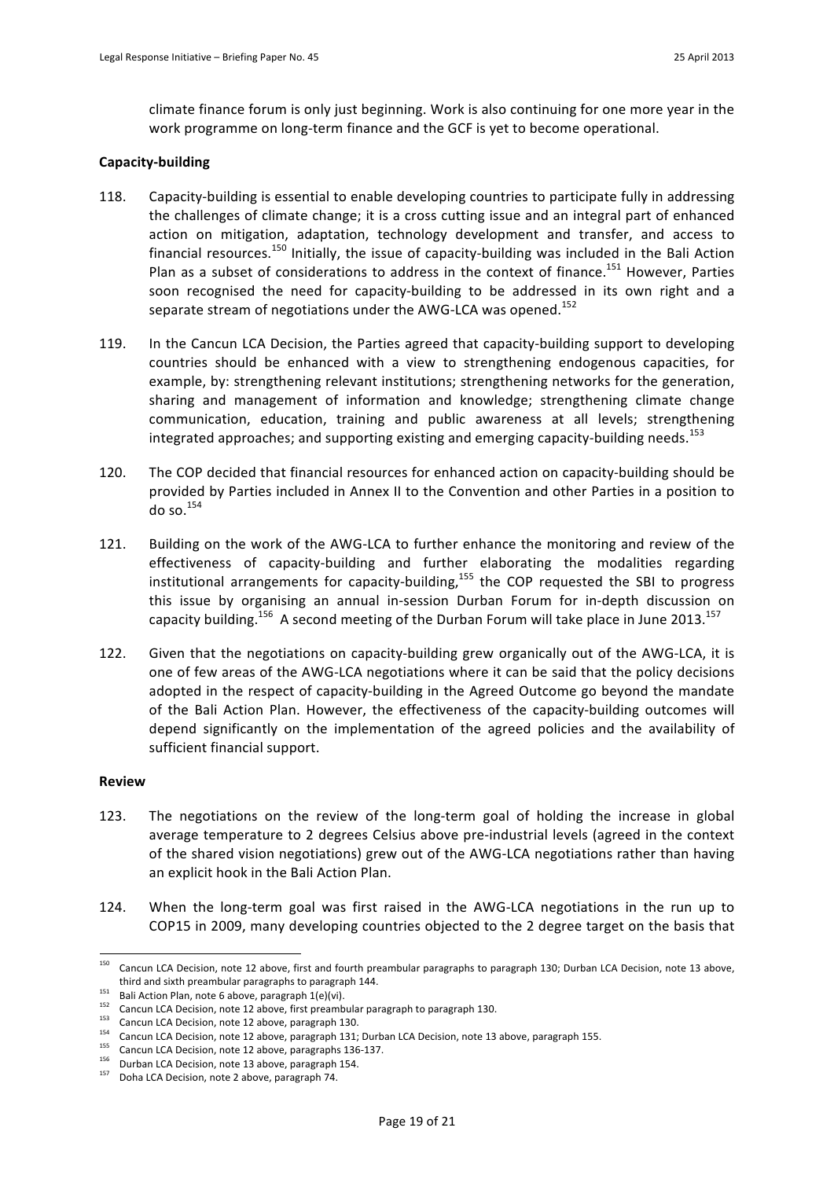climate finance forum is only just beginning. Work is also continuing for one more year in the work programme on long-term finance and the GCF is yet to become operational.

**Capacity-building**

118. Capacity-building is essential to enable developing countries to participate fully in addressing the challenges of climate change; it is a cross cutting issue and an integral part of enhanced action on mitigation, adaptation, technology development and transfer, and access to financial resources.[150] Initially, the issue of capacity-building was included in the Bali Action Plan as a subset of considerations to address in the context of finance.[151] However, Parties soon recognised the need for capacity-building to be addressed in its own right and a separate stream of negotiations under the AWG-LCA was opened.[152]

119. In the Cancun LCA Decision, the Parties agreed that capacity-building support to developing countries should be enhanced with a view to strengthening endogenous capacities, for example, by: strengthening relevant institutions; strengthening networks for the generation, sharing and management of information and knowledge; strengthening climate change communication, education, training and public awareness at all levels; strengthening integrated approaches; and supporting existing and emerging capacity-building needs.[153]

120. The COP decided that financial resources for enhanced action on capacity-building should be provided by Parties included in Annex II to the Convention and other Parties in a position to do so.[154]

121. Building on the work of the AWG-LCA to further enhance the monitoring and review of the effectiveness of capacity-building and further elaborating the modalities regarding institutional arrangements for capacity-building,[155] the COP requested the SBI to progress this issue by organising an annual in-session Durban Forum for in-depth discussion on capacity building.[156] A second meeting of the Durban Forum will take place in June 2013.[157]

122. Given that the negotiations on capacity-building grew organically out of the AWG-LCA, it is one of few areas of the AWG-LCA negotiations where it can be said that the policy decisions adopted in the respect of capacity-building in the Agreed Outcome go beyond the mandate of the Bali Action Plan. However, the effectiveness of the capacity-building outcomes will depend significantly on the implementation of the agreed policies and the availability of sufficient financial support.

**Review**

123. The negotiations on the review of the long-term goal of holding the increase in global average temperature to 2 degrees Celsius above pre-industrial levels (agreed in the context of the shared vision negotiations) grew out of the AWG-LCA negotiations rather than having an explicit hook in the Bali Action Plan.

124. When the long-term goal was first raised in the AWG-LCA negotiations in the run up to COP15 in 2009, many developing countries objected to the 2 degree target on the basis that

---

[150] Cancun LCA Decision, note 12 above, first and fourth preambular paragraphs to paragraph 130; Durban LCA Decision, note 13 above, third and sixth preambular paragraphs to paragraph 144.

[151] Bali Action Plan, note 6 above, paragraph 1(e)(vi).

[152] Cancun LCA Decision, note 12 above, first preambular paragraph to paragraph 130.

[153] Cancun LCA Decision, note 12 above, paragraph 130.

[154] Cancun LCA Decision, note 12 above, paragraph 131; Durban LCA Decision, note 13 above, paragraph 155.

[155] Cancun LCA Decision, note 12 above, paragraphs 136-137.

[156] Durban LCA Decision, note 13 above, paragraph 154.

[157] Doha LCA Decision, note 2 above, paragraph 74.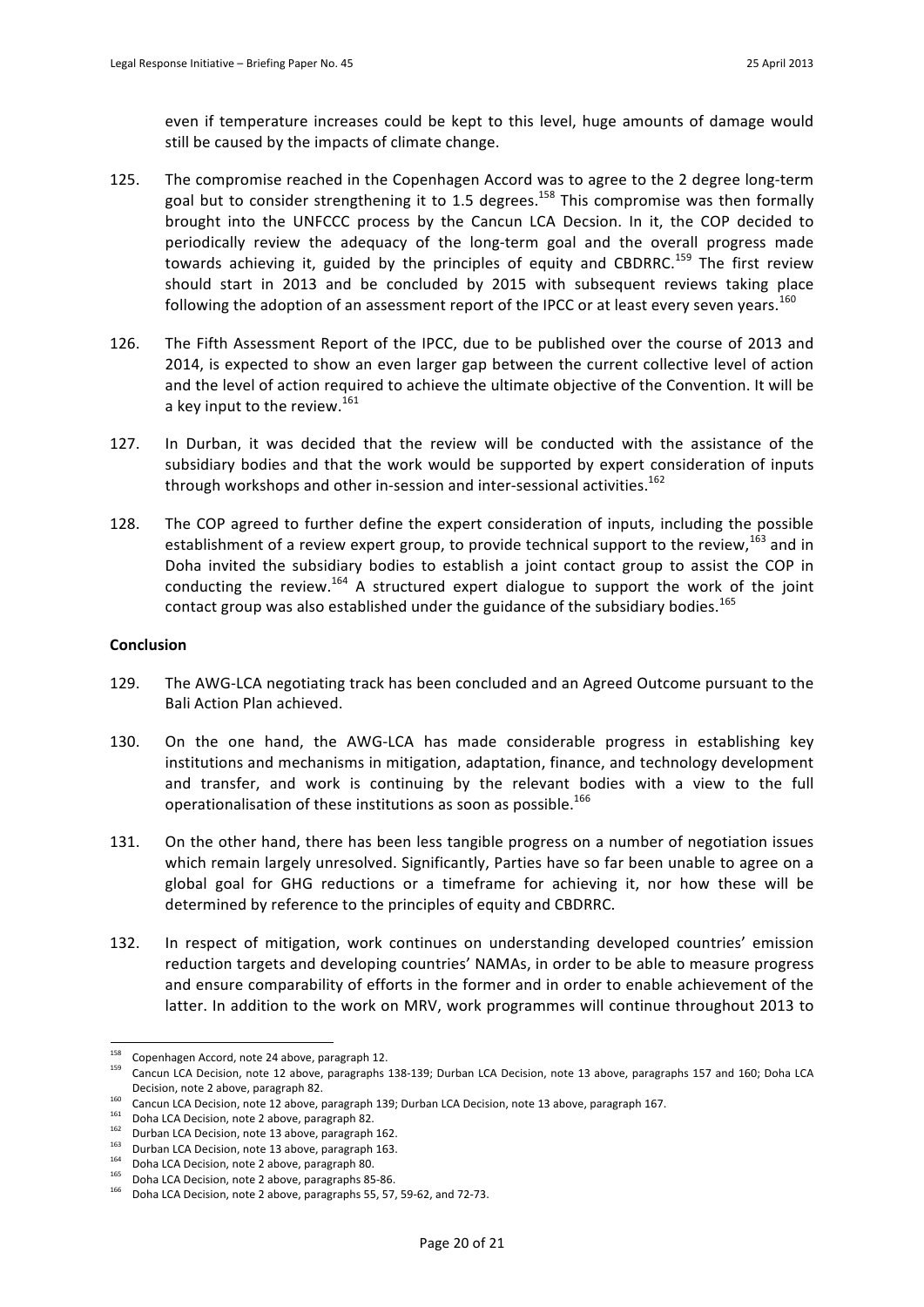even if temperature increases could be kept to this level, huge amounts of damage would still be caused by the impacts of climate change.

125. The compromise reached in the Copenhagen Accord was to agree to the 2 degree long-term goal but to consider strengthening it to 1.5 degrees.[158] This compromise was then formally brought into the UNFCCC process by the Cancun LCA Decsion. In it, the COP decided to periodically review the adequacy of the long-term goal and the overall progress made towards achieving it, guided by the principles of equity and CBDRRC.[159] The first review should start in 2013 and be concluded by 2015 with subsequent reviews taking place following the adoption of an assessment report of the IPCC or at least every seven years.[160]

126. The Fifth Assessment Report of the IPCC, due to be published over the course of 2013 and 2014, is expected to show an even larger gap between the current collective level of action and the level of action required to achieve the ultimate objective of the Convention. It will be a key input to the review.[161]

127. In Durban, it was decided that the review will be conducted with the assistance of the subsidiary bodies and that the work would be supported by expert consideration of inputs through workshops and other in-session and inter-sessional activities.[162]

128. The COP agreed to further define the expert consideration of inputs, including the possible establishment of a review expert group, to provide technical support to the review,[163] and in Doha invited the subsidiary bodies to establish a joint contact group to assist the COP in conducting the review.[164] A structured expert dialogue to support the work of the joint contact group was also established under the guidance of the subsidiary bodies.[165]

**Conclusion**

129. The AWG-LCA negotiating track has been concluded and an Agreed Outcome pursuant to the Bali Action Plan achieved.

130. On the one hand, the AWG-LCA has made considerable progress in establishing key institutions and mechanisms in mitigation, adaptation, finance, and technology development and transfer, and work is continuing by the relevant bodies with a view to the full operationalisation of these institutions as soon as possible.[166]

131. On the other hand, there has been less tangible progress on a number of negotiation issues which remain largely unresolved. Significantly, Parties have so far been unable to agree on a global goal for GHG reductions or a timeframe for achieving it, nor how these will be determined by reference to the principles of equity and CBDRRC.

132. In respect of mitigation, work continues on understanding developed countries' emission reduction targets and developing countries' NAMAs, in order to be able to measure progress and ensure comparability of efforts in the former and in order to enable achievement of the latter. In addition to the work on MRV, work programmes will continue throughout 2013 to

---

[158] Copenhagen Accord, note 24 above, paragraph 12.

[159] Cancun LCA Decision, note 12 above, paragraphs 138-139; Durban LCA Decision, note 13 above, paragraphs 157 and 160; Doha LCA Decision, note 2 above, paragraph 82.

[160] Cancun LCA Decision, note 12 above, paragraph 139; Durban LCA Decision, note 13 above, paragraph 167.

[161] Doha LCA Decision, note 2 above, paragraph 82.

[162] Durban LCA Decision, note 13 above, paragraph 162.

[163] Durban LCA Decision, note 13 above, paragraph 163.

[164] Doha LCA Decision, note 2 above, paragraph 80.

[165] Doha LCA Decision, note 2 above, paragraphs 85-86.

[166] Doha LCA Decision, note 2 above, paragraphs 55, 57, 59-62, and 72-73.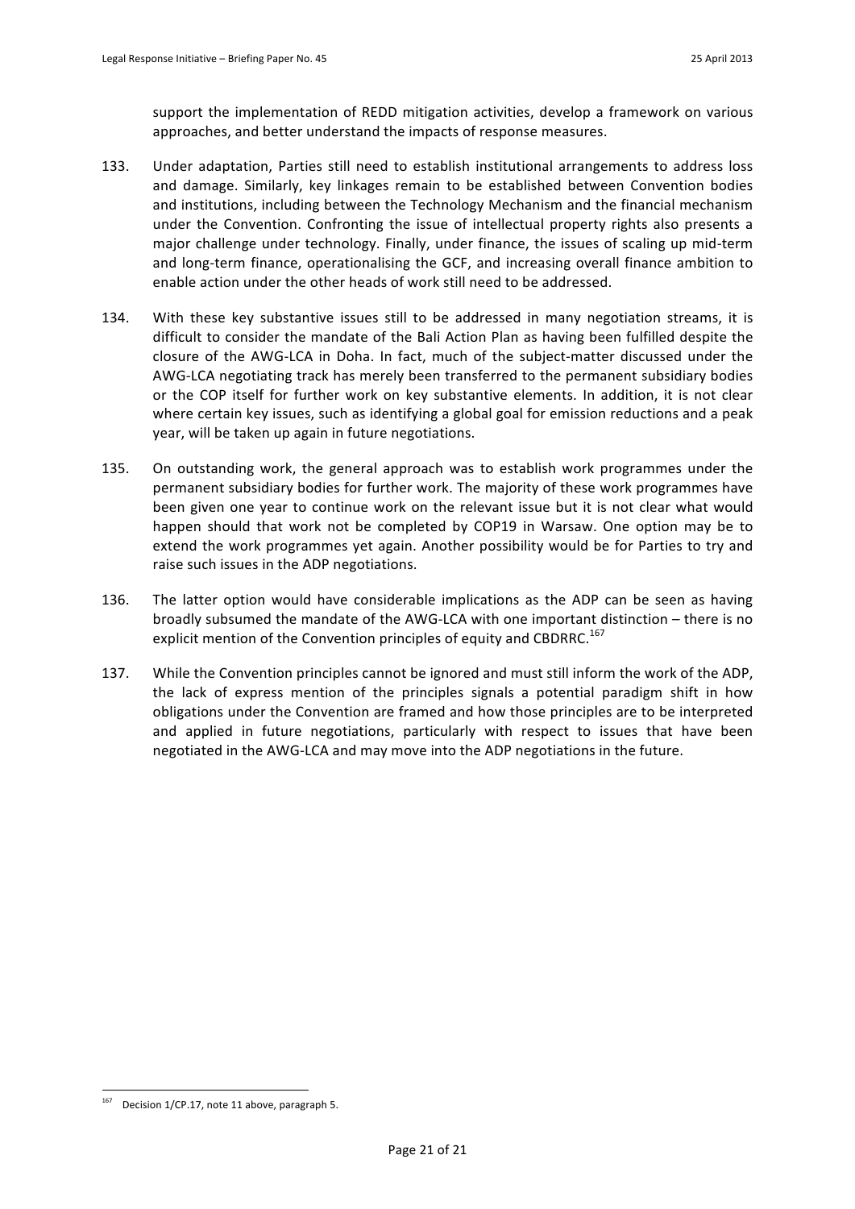support the implementation of REDD mitigation activities, develop a framework on various approaches, and better understand the impacts of response measures.

133. Under adaptation, Parties still need to establish institutional arrangements to address loss and damage. Similarly, key linkages remain to be established between Convention bodies and institutions, including between the Technology Mechanism and the financial mechanism under the Convention. Confronting the issue of intellectual property rights also presents a major challenge under technology. Finally, under finance, the issues of scaling up mid-term and long-term finance, operationalising the GCF, and increasing overall finance ambition to enable action under the other heads of work still need to be addressed.

134. With these key substantive issues still to be addressed in many negotiation streams, it is difficult to consider the mandate of the Bali Action Plan as having been fulfilled despite the closure of the AWG-LCA in Doha. In fact, much of the subject-matter discussed under the AWG-LCA negotiating track has merely been transferred to the permanent subsidiary bodies or the COP itself for further work on key substantive elements. In addition, it is not clear where certain key issues, such as identifying a global goal for emission reductions and a peak year, will be taken up again in future negotiations.

135. On outstanding work, the general approach was to establish work programmes under the permanent subsidiary bodies for further work. The majority of these work programmes have been given one year to continue work on the relevant issue but it is not clear what would happen should that work not be completed by COP19 in Warsaw. One option may be to extend the work programmes yet again. Another possibility would be for Parties to try and raise such issues in the ADP negotiations.

136. The latter option would have considerable implications as the ADP can be seen as having broadly subsumed the mandate of the AWG-LCA with one important distinction – there is no explicit mention of the Convention principles of equity and CBDRRC.[167]

137. While the Convention principles cannot be ignored and must still inform the work of the ADP, the lack of express mention of the principles signals a potential paradigm shift in how obligations under the Convention are framed and how those principles are to be interpreted and applied in future negotiations, particularly with respect to issues that have been negotiated in the AWG-LCA and may move into the ADP negotiations in the future.

[167] Decision 1/CP.17, note 11 above, paragraph 5.